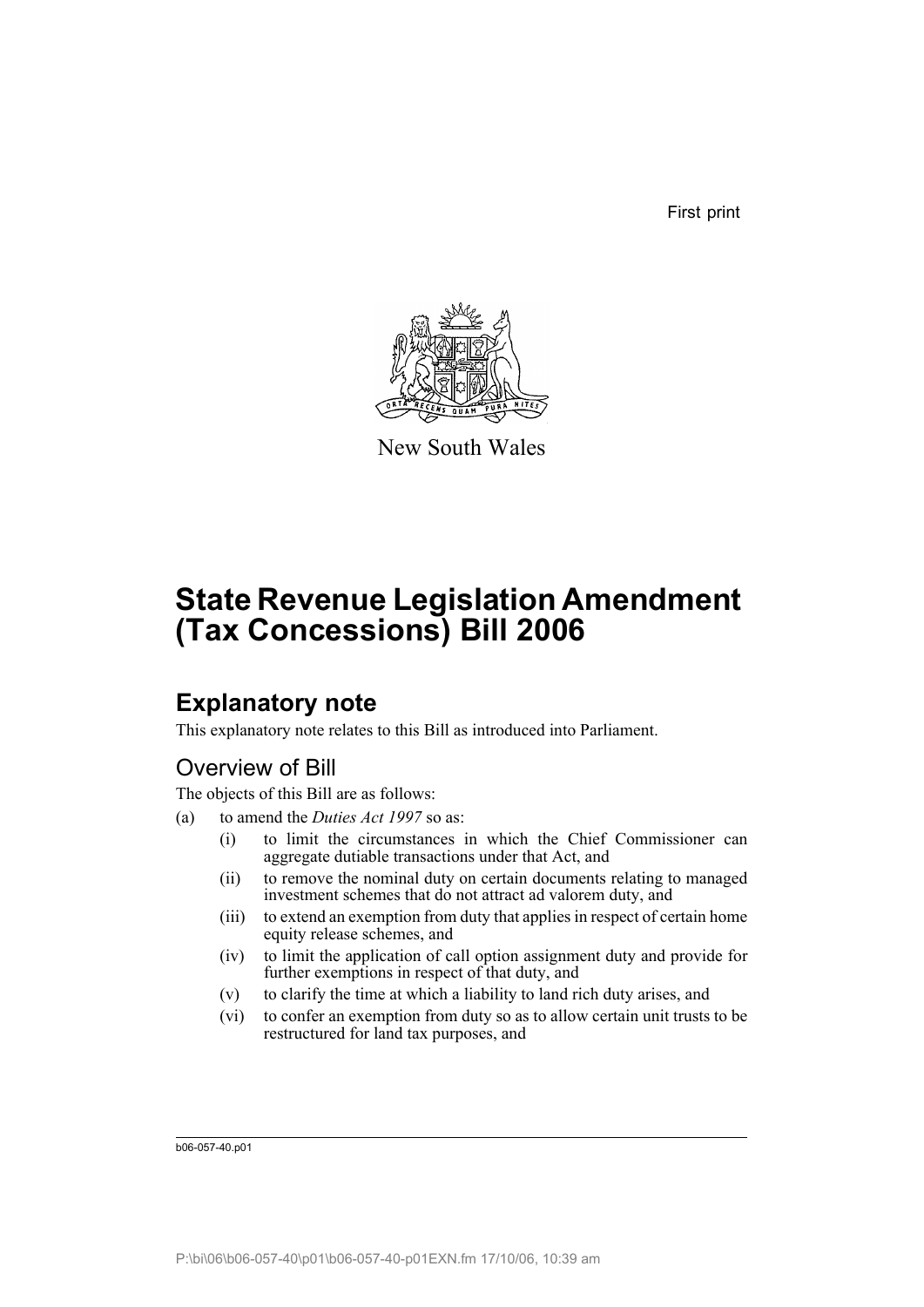First print

New South Wales

# State Revenue Legislation Amendment (Tax Concessions) Bill 2006

## Explanatory note

This explanatory note relates to this Bill as introduced into Parliament.

### Overview of Bill

The objects of this Bill are as follows:

(a) to amend the *Duties Act 1997* so as:

   (i) to limit the circumstances in which the Chief Commissioner can aggregate dutiable transactions under that Act, and

   (ii) to remove the nominal duty on certain documents relating to managed investment schemes that do not attract ad valorem duty, and

   (iii) to extend an exemption from duty that applies in respect of certain home equity release schemes, and

   (iv) to limit the application of call option assignment duty and provide for further exemptions in respect of that duty, and

   (v) to clarify the time at which a liability to land rich duty arises, and

   (vi) to confer an exemption from duty so as to allow certain unit trusts to be restructured for land tax purposes, and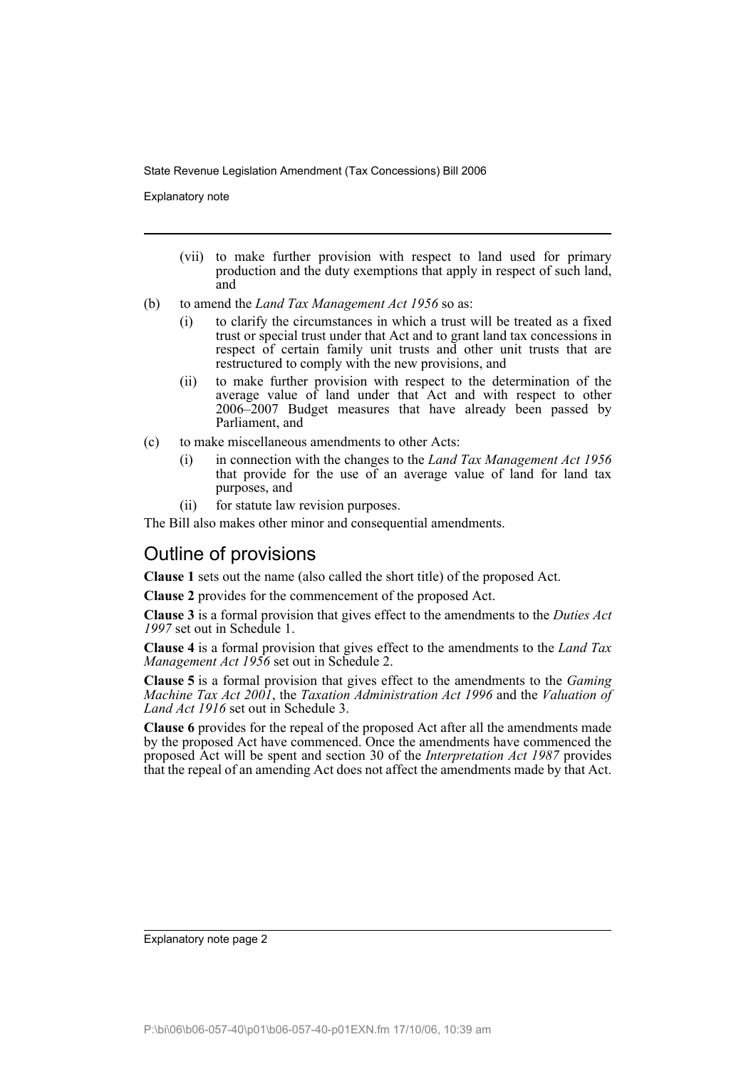(vii) to make further provision with respect to land used for primary production and the duty exemptions that apply in respect of such land, and

(b) to amend the *Land Tax Management Act 1956* so as:

  (i) to clarify the circumstances in which a trust will be treated as a fixed trust or special trust under that Act and to grant land tax concessions in respect of certain family unit trusts and other unit trusts that are restructured to comply with the new provisions, and

  (ii) to make further provision with respect to the determination of the average value of land under that Act and with respect to other 2006–2007 Budget measures that have already been passed by Parliament, and

(c) to make miscellaneous amendments to other Acts:

  (i) in connection with the changes to the *Land Tax Management Act 1956* that provide for the use of an average value of land for land tax purposes, and

  (ii) for statute law revision purposes.

The Bill also makes other minor and consequential amendments.

## Outline of provisions

**Clause 1** sets out the name (also called the short title) of the proposed Act.

**Clause 2** provides for the commencement of the proposed Act.

**Clause 3** is a formal provision that gives effect to the amendments to the *Duties Act 1997* set out in Schedule 1.

**Clause 4** is a formal provision that gives effect to the amendments to the *Land Tax Management Act 1956* set out in Schedule 2.

**Clause 5** is a formal provision that gives effect to the amendments to the *Gaming Machine Tax Act 2001*, the *Taxation Administration Act 1996* and the *Valuation of Land Act 1916* set out in Schedule 3.

**Clause 6** provides for the repeal of the proposed Act after all the amendments made by the proposed Act have commenced. Once the amendments have commenced the proposed Act will be spent and section 30 of the *Interpretation Act 1987* provides that the repeal of an amending Act does not affect the amendments made by that Act.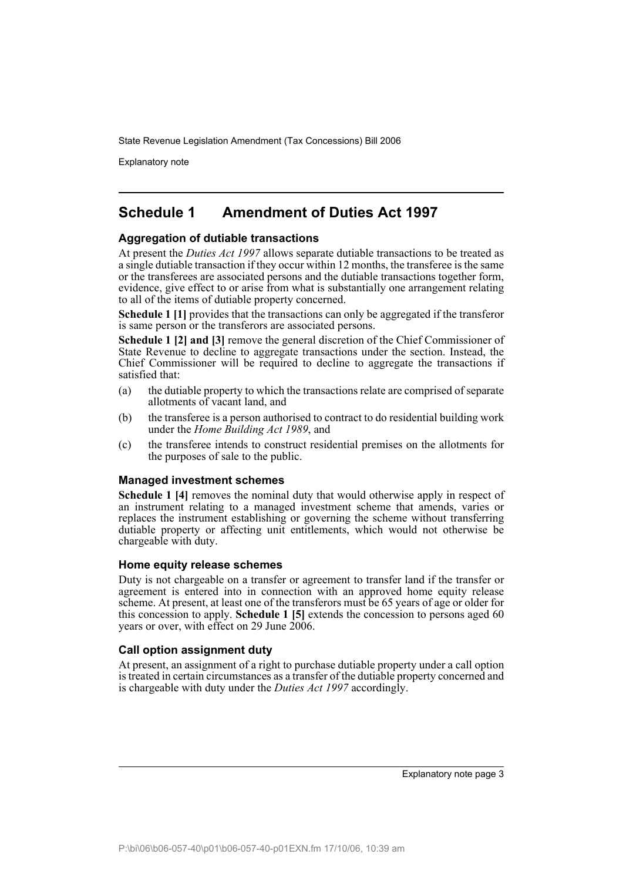## Schedule 1 Amendment of Duties Act 1997

### Aggregation of dutiable transactions

At present the *Duties Act 1997* allows separate dutiable transactions to be treated as a single dutiable transaction if they occur within 12 months, the transferee is the same or the transferees are associated persons and the dutiable transactions together form, evidence, give effect to or arise from what is substantially one arrangement relating to all of the items of dutiable property concerned.

**Schedule 1 [1]** provides that the transactions can only be aggregated if the transferor is same person or the transferors are associated persons.

**Schedule 1 [2] and [3]** remove the general discretion of the Chief Commissioner of State Revenue to decline to aggregate transactions under the section. Instead, the Chief Commissioner will be required to decline to aggregate the transactions if satisfied that:

(a) the dutiable property to which the transactions relate are comprised of separate allotments of vacant land, and

(b) the transferee is a person authorised to contract to do residential building work under the *Home Building Act 1989*, and

(c) the transferee intends to construct residential premises on the allotments for the purposes of sale to the public.

### Managed investment schemes

**Schedule 1 [4]** removes the nominal duty that would otherwise apply in respect of an instrument relating to a managed investment scheme that amends, varies or replaces the instrument establishing or governing the scheme without transferring dutiable property or affecting unit entitlements, which would not otherwise be chargeable with duty.

### Home equity release schemes

Duty is not chargeable on a transfer or agreement to transfer land if the transfer or agreement is entered into in connection with an approved home equity release scheme. At present, at least one of the transferors must be 65 years of age or older for this concession to apply. **Schedule 1 [5]** extends the concession to persons aged 60 years or over, with effect on 29 June 2006.

### Call option assignment duty

At present, an assignment of a right to purchase dutiable property under a call option is treated in certain circumstances as a transfer of the dutiable property concerned and is chargeable with duty under the *Duties Act 1997* accordingly.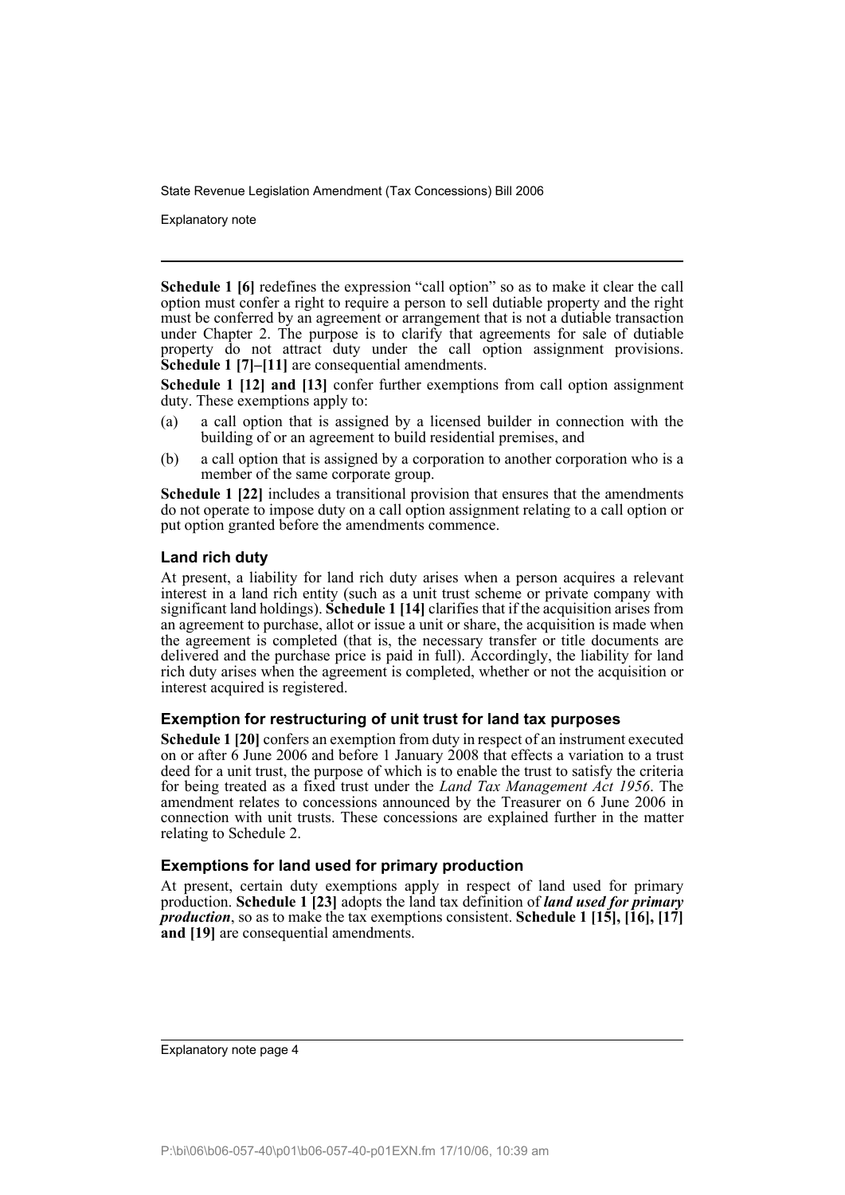**Schedule 1 [6]** redefines the expression "call option" so as to make it clear the call option must confer a right to require a person to sell dutiable property and the right must be conferred by an agreement or arrangement that is not a dutiable transaction under Chapter 2. The purpose is to clarify that agreements for sale of dutiable property do not attract duty under the call option assignment provisions. **Schedule 1 [7]–[11]** are consequential amendments.

**Schedule 1 [12] and [13]** confer further exemptions from call option assignment duty. These exemptions apply to:

(a) a call option that is assigned by a licensed builder in connection with the building of or an agreement to build residential premises, and

(b) a call option that is assigned by a corporation to another corporation who is a member of the same corporate group.

**Schedule 1 [22]** includes a transitional provision that ensures that the amendments do not operate to impose duty on a call option assignment relating to a call option or put option granted before the amendments commence.

### Land rich duty

At present, a liability for land rich duty arises when a person acquires a relevant interest in a land rich entity (such as a unit trust scheme or private company with significant land holdings). **Schedule 1 [14]** clarifies that if the acquisition arises from an agreement to purchase, allot or issue a unit or share, the acquisition is made when the agreement is completed (that is, the necessary transfer or title documents are delivered and the purchase price is paid in full). Accordingly, the liability for land rich duty arises when the agreement is completed, whether or not the acquisition or interest acquired is registered.

### Exemption for restructuring of unit trust for land tax purposes

**Schedule 1 [20]** confers an exemption from duty in respect of an instrument executed on or after 6 June 2006 and before 1 January 2008 that effects a variation to a trust deed for a unit trust, the purpose of which is to enable the trust to satisfy the criteria for being treated as a fixed trust under the *Land Tax Management Act 1956*. The amendment relates to concessions announced by the Treasurer on 6 June 2006 in connection with unit trusts. These concessions are explained further in the matter relating to Schedule 2.

### Exemptions for land used for primary production

At present, certain duty exemptions apply in respect of land used for primary production. **Schedule 1 [23]** adopts the land tax definition of ***land used for primary production***, so as to make the tax exemptions consistent. **Schedule 1 [15], [16], [17] and [19]** are consequential amendments.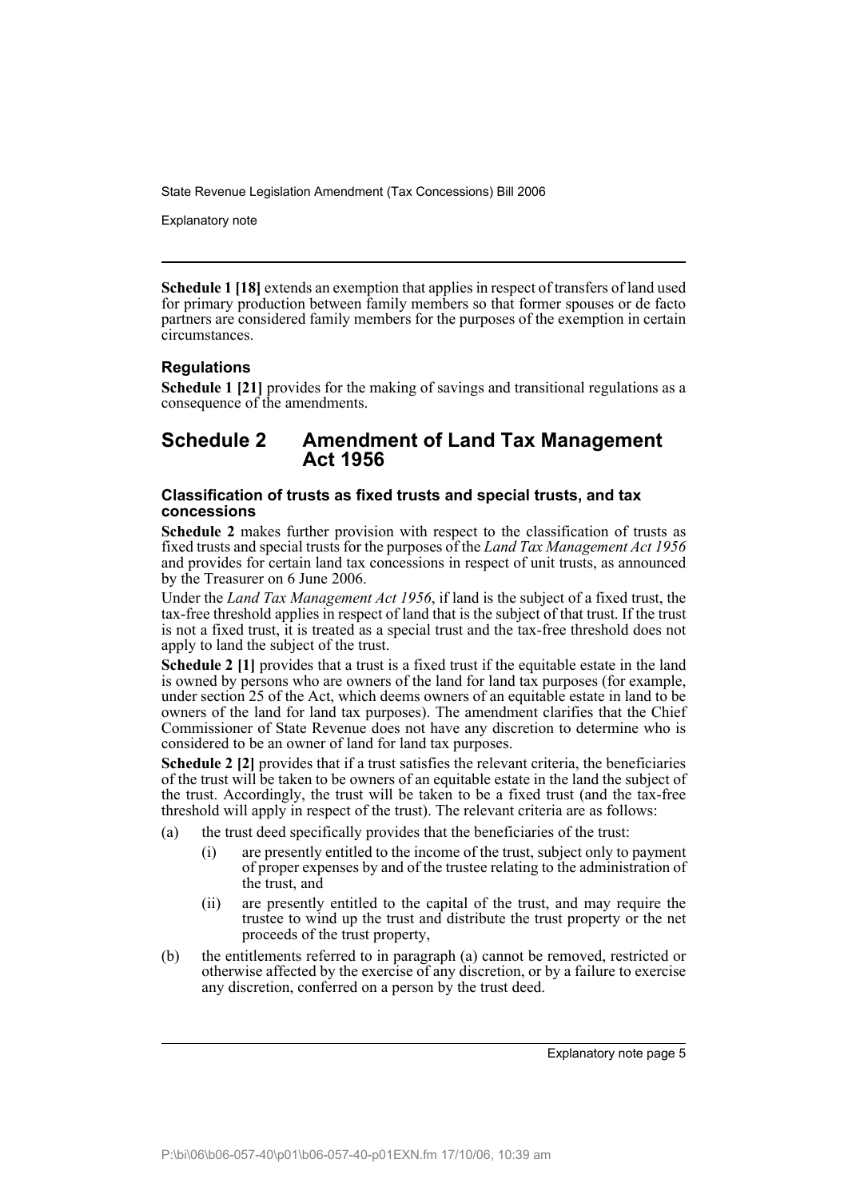**Schedule 1 [18]** extends an exemption that applies in respect of transfers of land used for primary production between family members so that former spouses or de facto partners are considered family members for the purposes of the exemption in certain circumstances.

### Regulations

**Schedule 1 [21]** provides for the making of savings and transitional regulations as a consequence of the amendments.

## Schedule 2 Amendment of Land Tax Management Act 1956

### Classification of trusts as fixed trusts and special trusts, and tax concessions

**Schedule 2** makes further provision with respect to the classification of trusts as fixed trusts and special trusts for the purposes of the *Land Tax Management Act 1956* and provides for certain land tax concessions in respect of unit trusts, as announced by the Treasurer on 6 June 2006.

Under the *Land Tax Management Act 1956*, if land is the subject of a fixed trust, the tax-free threshold applies in respect of land that is the subject of that trust. If the trust is not a fixed trust, it is treated as a special trust and the tax-free threshold does not apply to land the subject of the trust.

**Schedule 2 [1]** provides that a trust is a fixed trust if the equitable estate in the land is owned by persons who are owners of the land for land tax purposes (for example, under section 25 of the Act, which deems owners of an equitable estate in land to be owners of the land for land tax purposes). The amendment clarifies that the Chief Commissioner of State Revenue does not have any discretion to determine who is considered to be an owner of land for land tax purposes.

**Schedule 2 [2]** provides that if a trust satisfies the relevant criteria, the beneficiaries of the trust will be taken to be owners of an equitable estate in the land the subject of the trust. Accordingly, the trust will be taken to be a fixed trust (and the tax-free threshold will apply in respect of the trust). The relevant criteria are as follows:

(a) the trust deed specifically provides that the beneficiaries of the trust:

  (i) are presently entitled to the income of the trust, subject only to payment of proper expenses by and of the trustee relating to the administration of the trust, and

  (ii) are presently entitled to the capital of the trust, and may require the trustee to wind up the trust and distribute the trust property or the net proceeds of the trust property,

(b) the entitlements referred to in paragraph (a) cannot be removed, restricted or otherwise affected by the exercise of any discretion, or by a failure to exercise any discretion, conferred on a person by the trust deed.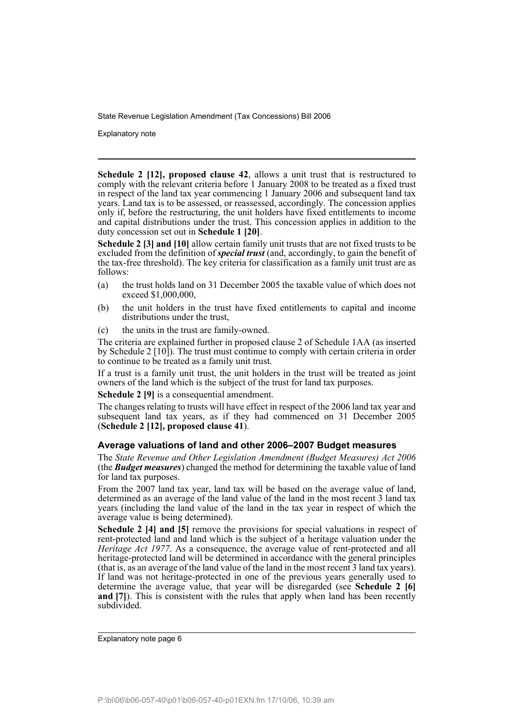**Schedule 2 [12], proposed clause 42**, allows a unit trust that is restructured to comply with the relevant criteria before 1 January 2008 to be treated as a fixed trust in respect of the land tax year commencing 1 January 2006 and subsequent land tax years. Land tax is to be assessed, or reassessed, accordingly. The concession applies only if, before the restructuring, the unit holders have fixed entitlements to income and capital distributions under the trust. This concession applies in addition to the duty concession set out in **Schedule 1 [20]**.

**Schedule 2 [3] and [10]** allow certain family unit trusts that are not fixed trusts to be excluded from the definition of ***special trust*** (and, accordingly, to gain the benefit of the tax-free threshold). The key criteria for classification as a family unit trust are as follows:

(a) the trust holds land on 31 December 2005 the taxable value of which does not exceed $1,000,000,

(b) the unit holders in the trust have fixed entitlements to capital and income distributions under the trust,

(c) the units in the trust are family-owned.

The criteria are explained further in proposed clause 2 of Schedule 1AA (as inserted by Schedule 2 [10]). The trust must continue to comply with certain criteria in order to continue to be treated as a family unit trust.

If a trust is a family unit trust, the unit holders in the trust will be treated as joint owners of the land which is the subject of the trust for land tax purposes.

**Schedule 2 [9]** is a consequential amendment.

The changes relating to trusts will have effect in respect of the 2006 land tax year and subsequent land tax years, as if they had commenced on 31 December 2005 (**Schedule 2 [12], proposed clause 41**).

### Average valuations of land and other 2006–2007 Budget measures

The *State Revenue and Other Legislation Amendment (Budget Measures) Act 2006* (the ***Budget measures***) changed the method for determining the taxable value of land for land tax purposes.

From the 2007 land tax year, land tax will be based on the average value of land, determined as an average of the land value of the land in the most recent 3 land tax years (including the land value of the land in the tax year in respect of which the average value is being determined).

**Schedule 2 [4] and [5]** remove the provisions for special valuations in respect of rent-protected land and land which is the subject of a heritage valuation under the *Heritage Act 1977*. As a consequence, the average value of rent-protected and all heritage-protected land will be determined in accordance with the general principles (that is, as an average of the land value of the land in the most recent 3 land tax years). If land was not heritage-protected in one of the previous years generally used to determine the average value, that year will be disregarded (see **Schedule 2 [6] and [7]**). This is consistent with the rules that apply when land has been recently subdivided.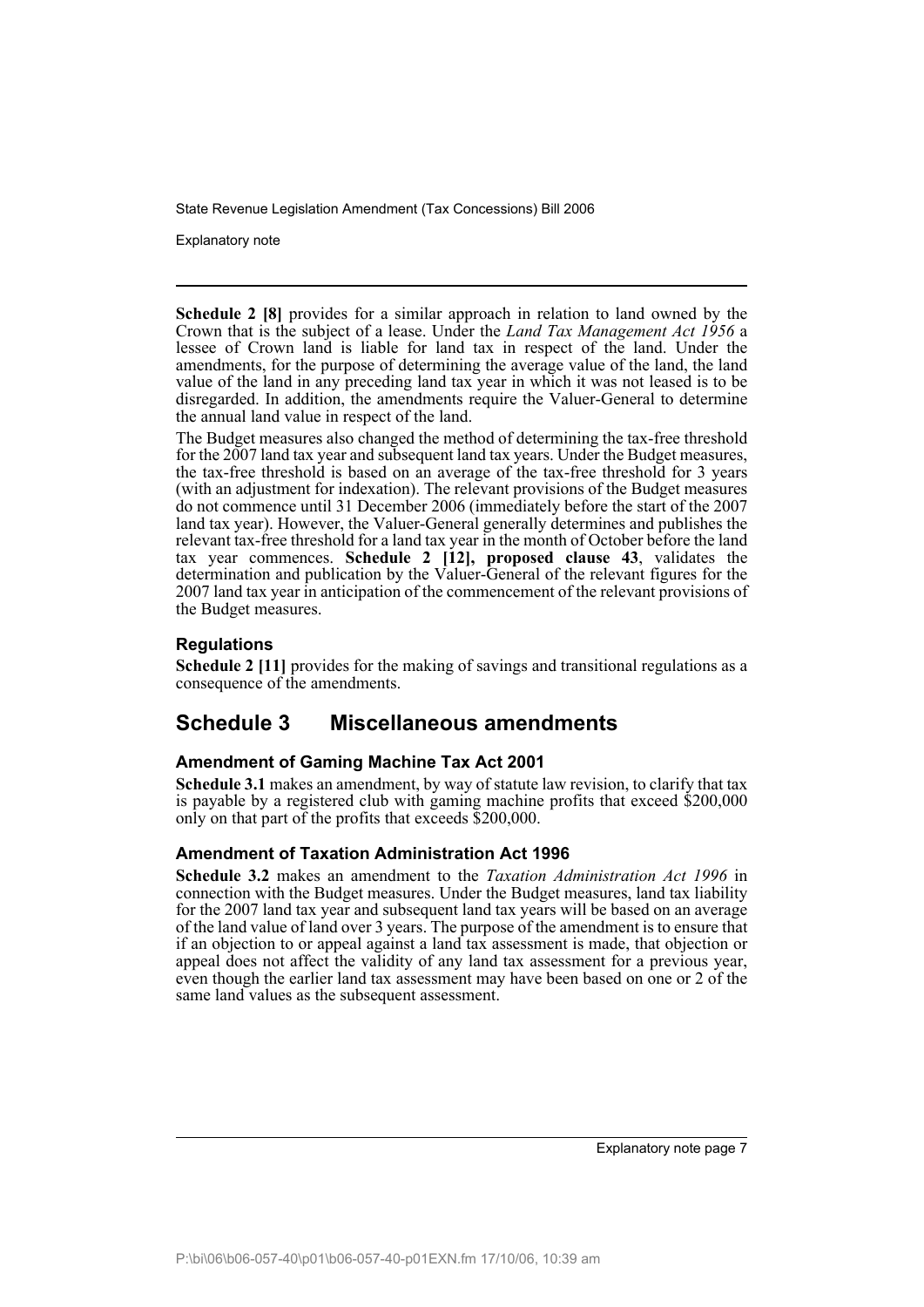**Schedule 2 [8]** provides for a similar approach in relation to land owned by the Crown that is the subject of a lease. Under the *Land Tax Management Act 1956* a lessee of Crown land is liable for land tax in respect of the land. Under the amendments, for the purpose of determining the average value of the land, the land value of the land in any preceding land tax year in which it was not leased is to be disregarded. In addition, the amendments require the Valuer-General to determine the annual land value in respect of the land.

The Budget measures also changed the method of determining the tax-free threshold for the 2007 land tax year and subsequent land tax years. Under the Budget measures, the tax-free threshold is based on an average of the tax-free threshold for 3 years (with an adjustment for indexation). The relevant provisions of the Budget measures do not commence until 31 December 2006 (immediately before the start of the 2007 land tax year). However, the Valuer-General generally determines and publishes the relevant tax-free threshold for a land tax year in the month of October before the land tax year commences. **Schedule 2 [12], proposed clause 43**, validates the determination and publication by the Valuer-General of the relevant figures for the 2007 land tax year in anticipation of the commencement of the relevant provisions of the Budget measures.

### Regulations

**Schedule 2 [11]** provides for the making of savings and transitional regulations as a consequence of the amendments.

## Schedule 3 Miscellaneous amendments

### Amendment of Gaming Machine Tax Act 2001

**Schedule 3.1** makes an amendment, by way of statute law revision, to clarify that tax is payable by a registered club with gaming machine profits that exceed $200,000 only on that part of the profits that exceeds $200,000.

### Amendment of Taxation Administration Act 1996

**Schedule 3.2** makes an amendment to the *Taxation Administration Act 1996* in connection with the Budget measures. Under the Budget measures, land tax liability for the 2007 land tax year and subsequent land tax years will be based on an average of the land value of land over 3 years. The purpose of the amendment is to ensure that if an objection to or appeal against a land tax assessment is made, that objection or appeal does not affect the validity of any land tax assessment for a previous year, even though the earlier land tax assessment may have been based on one or 2 of the same land values as the subsequent assessment.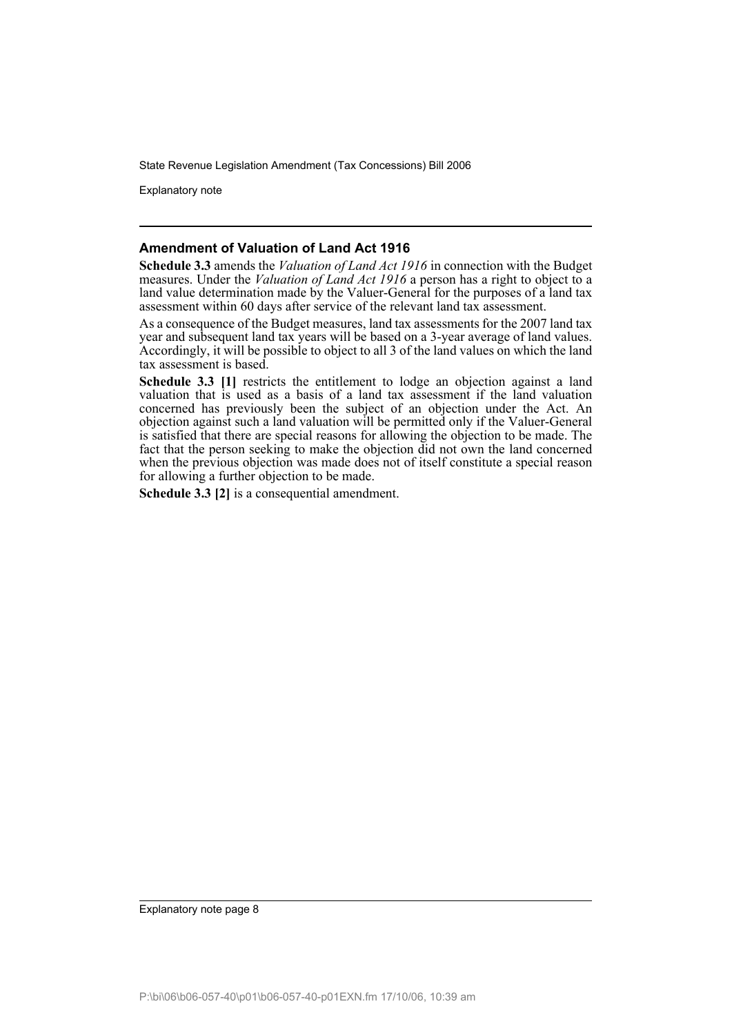### Amendment of Valuation of Land Act 1916

**Schedule 3.3** amends the *Valuation of Land Act 1916* in connection with the Budget measures. Under the *Valuation of Land Act 1916* a person has a right to object to a land value determination made by the Valuer-General for the purposes of a land tax assessment within 60 days after service of the relevant land tax assessment.

As a consequence of the Budget measures, land tax assessments for the 2007 land tax year and subsequent land tax years will be based on a 3-year average of land values. Accordingly, it will be possible to object to all 3 of the land values on which the land tax assessment is based.

**Schedule 3.3 [1]** restricts the entitlement to lodge an objection against a land valuation that is used as a basis of a land tax assessment if the land valuation concerned has previously been the subject of an objection under the Act. An objection against such a land valuation will be permitted only if the Valuer-General is satisfied that there are special reasons for allowing the objection to be made. The fact that the person seeking to make the objection did not own the land concerned when the previous objection was made does not of itself constitute a special reason for allowing a further objection to be made.

**Schedule 3.3 [2]** is a consequential amendment.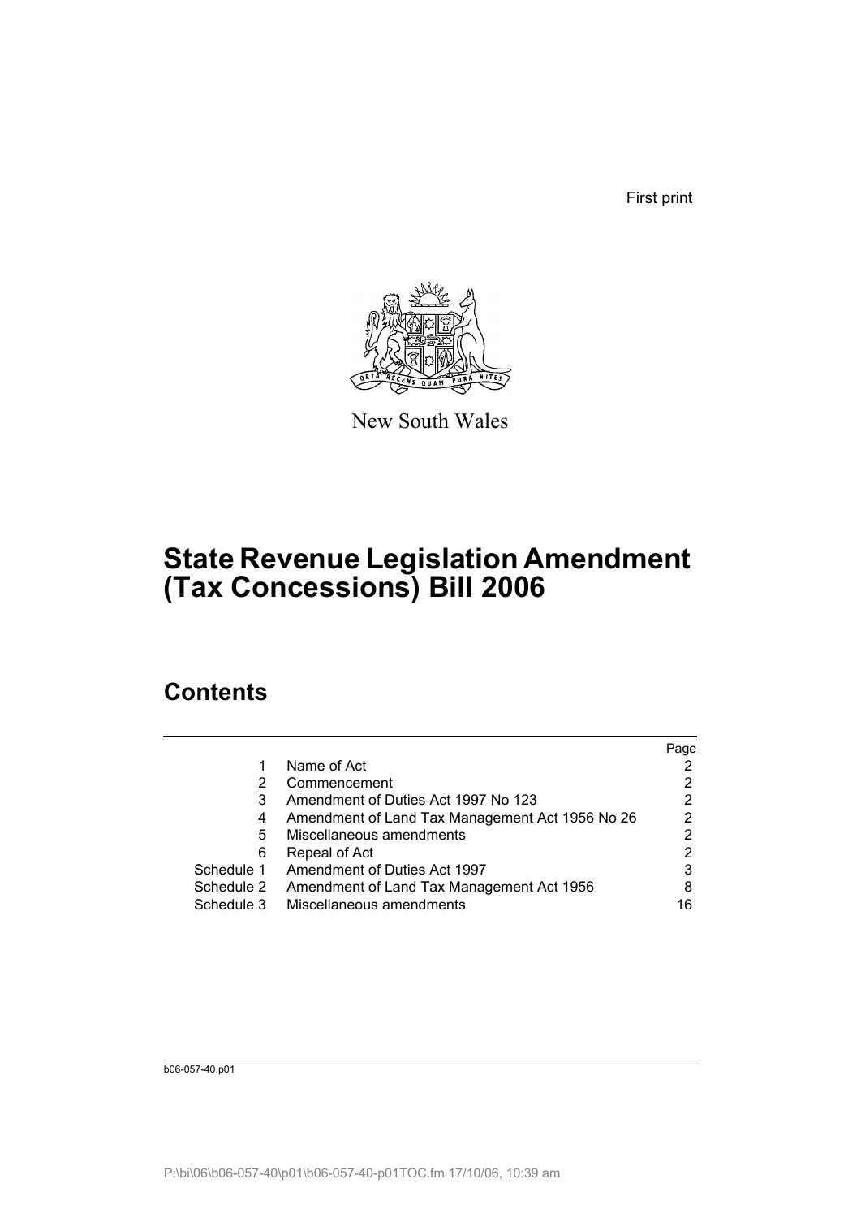First print

New South Wales

# State Revenue Legislation Amendment (Tax Concessions) Bill 2006

## Contents

| | | Page |
|---|---|---|
| 1 | Name of Act | 2 |
| 2 | Commencement | 2 |
| 3 | Amendment of Duties Act 1997 No 123 | 2 |
| 4 | Amendment of Land Tax Management Act 1956 No 26 | 2 |
| 5 | Miscellaneous amendments | 2 |
| 6 | Repeal of Act | 2 |
| Schedule 1 | Amendment of Duties Act 1997 | 3 |
| Schedule 2 | Amendment of Land Tax Management Act 1956 | 8 |
| Schedule 3 | Miscellaneous amendments | 16 |

b06-057-40.p01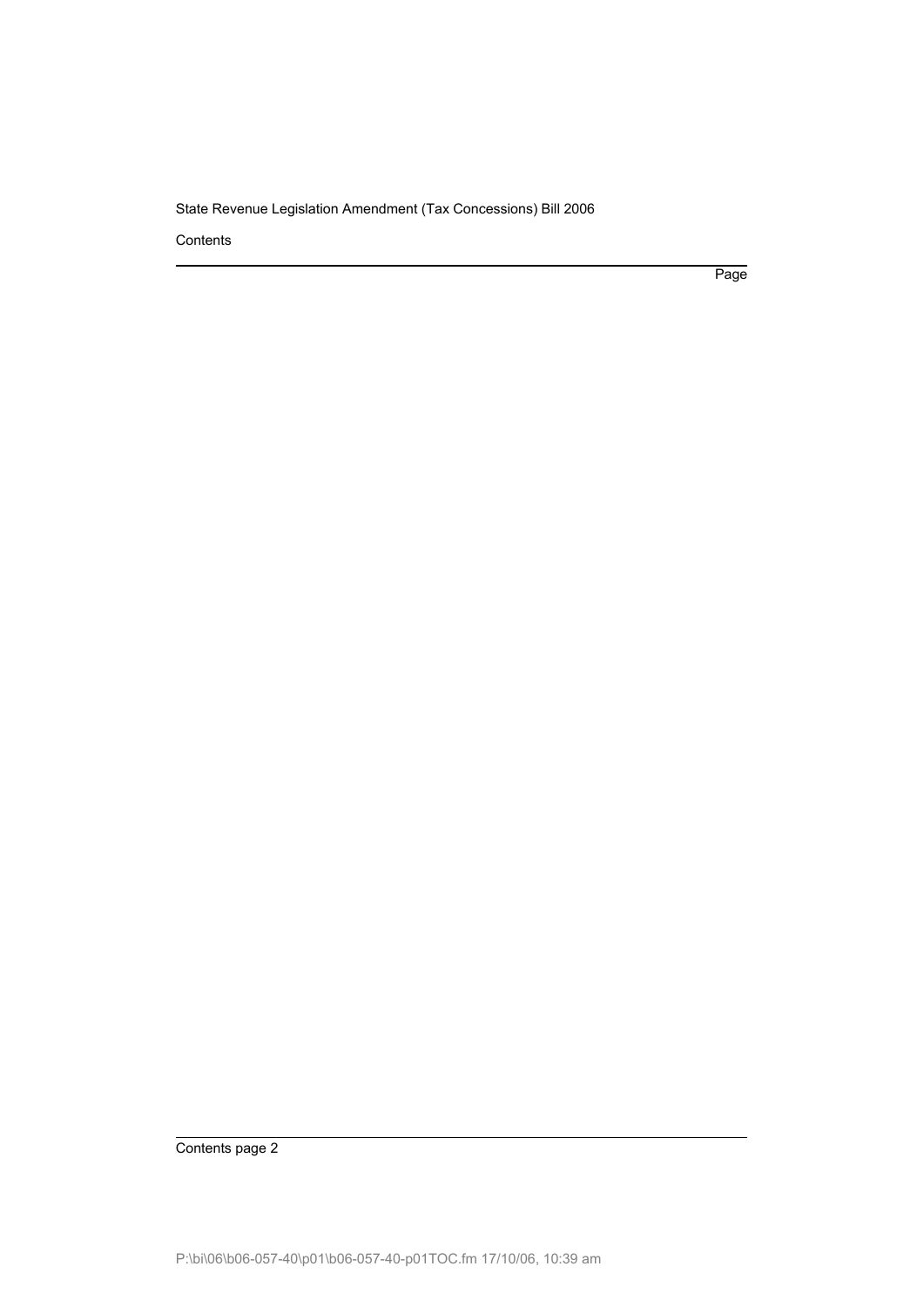Contents

Page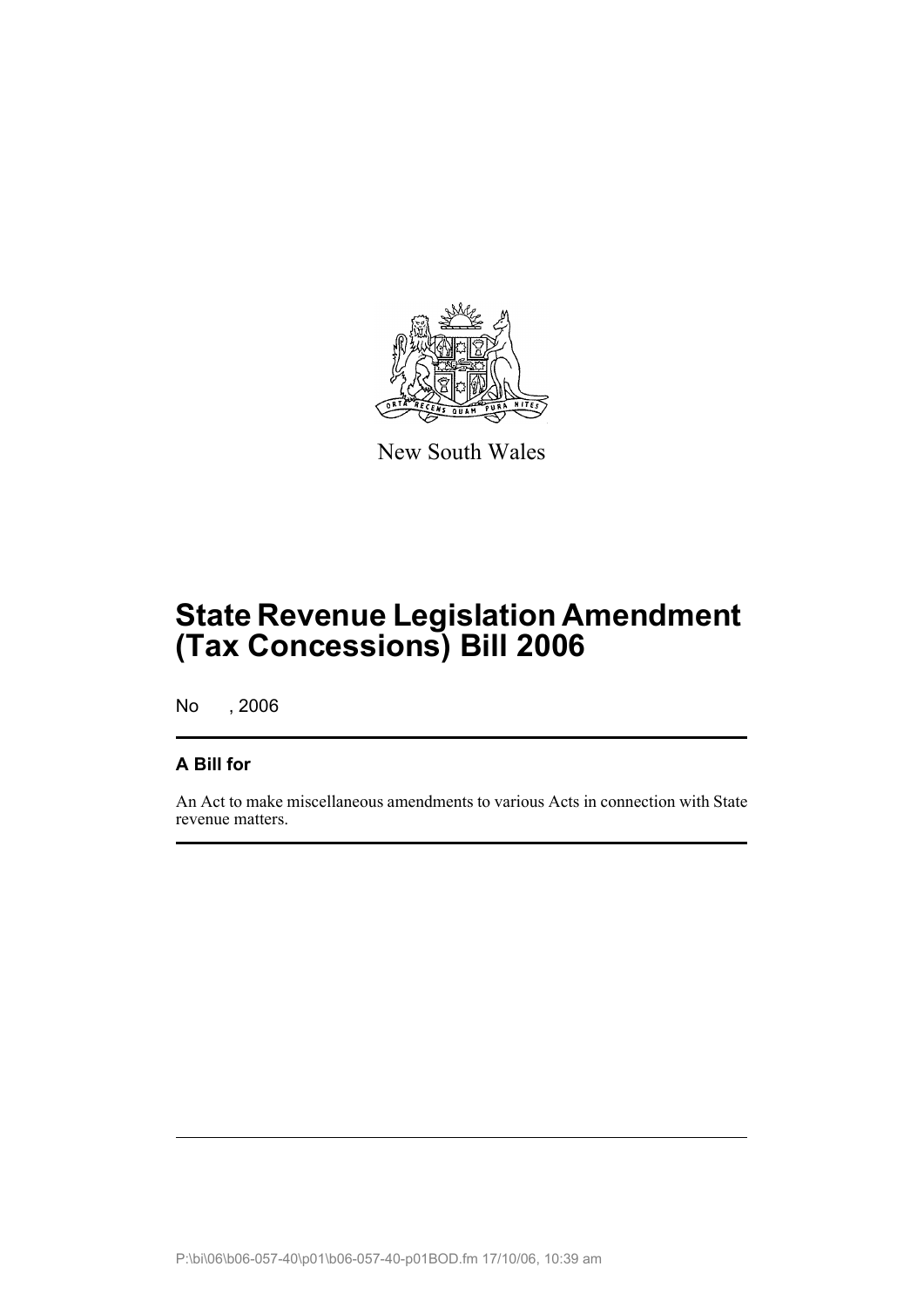New South Wales

# State Revenue Legislation Amendment (Tax Concessions) Bill 2006

No , 2006

## A Bill for

An Act to make miscellaneous amendments to various Acts in connection with State revenue matters.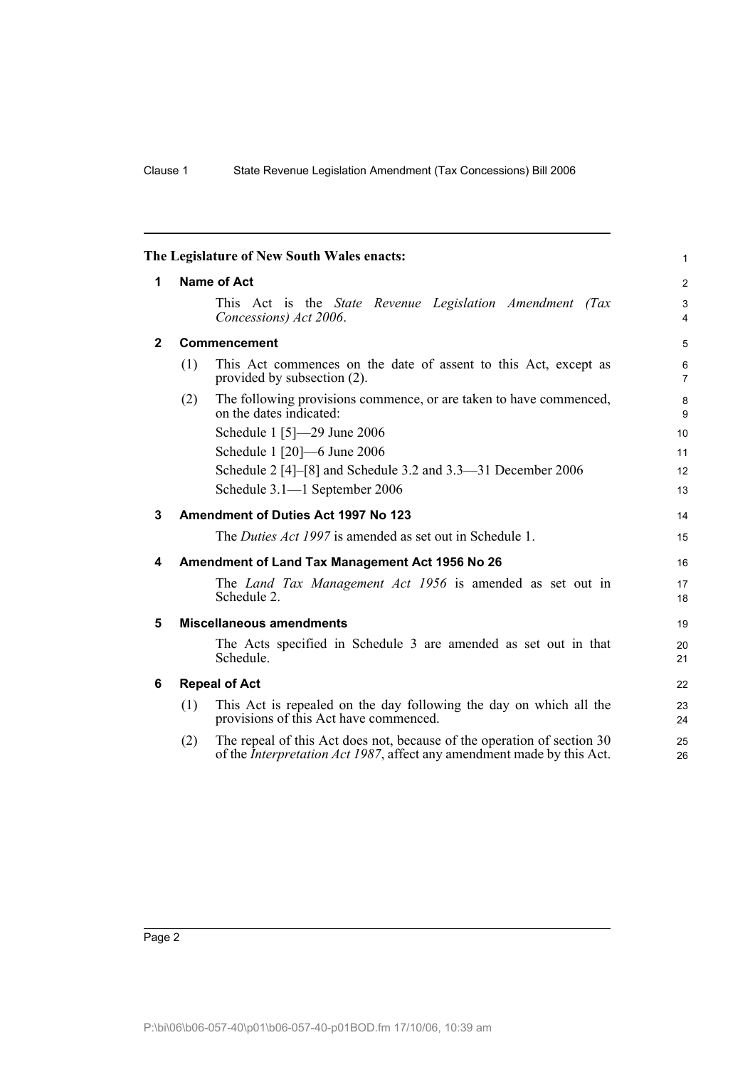The Legislature of New South Wales enacts:

## 1 Name of Act

This Act is the *State Revenue Legislation Amendment (Tax Concessions) Act 2006*.

## 2 Commencement

(1) This Act commences on the date of assent to this Act, except as provided by subsection (2).

(2) The following provisions commence, or are taken to have commenced, on the dates indicated:

Schedule 1 [5]—29 June 2006

Schedule 1 [20]—6 June 2006

Schedule 2 [4]–[8] and Schedule 3.2 and 3.3—31 December 2006

Schedule 3.1—1 September 2006

## 3 Amendment of Duties Act 1997 No 123

The *Duties Act 1997* is amended as set out in Schedule 1.

## 4 Amendment of Land Tax Management Act 1956 No 26

The *Land Tax Management Act 1956* is amended as set out in Schedule 2.

## 5 Miscellaneous amendments

The Acts specified in Schedule 3 are amended as set out in that Schedule.

## 6 Repeal of Act

(1) This Act is repealed on the day following the day on which all the provisions of this Act have commenced.

(2) The repeal of this Act does not, because of the operation of section 30 of the *Interpretation Act 1987*, affect any amendment made by this Act.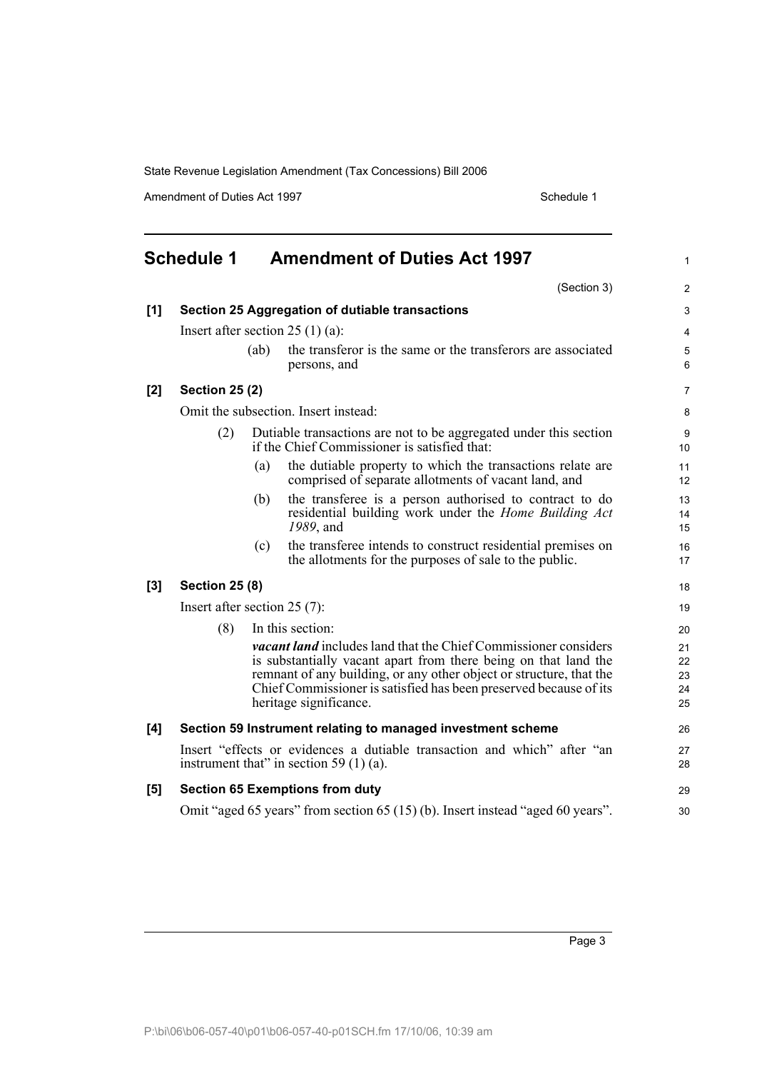## Schedule 1 Amendment of Duties Act 1997

(Section 3)

**[1] Section 25 Aggregation of dutiable transactions**

Insert after section 25 (1) (a):

(ab) the transferor is the same or the transferors are associated persons, and

**[2] Section 25 (2)**

Omit the subsection. Insert instead:

(2) Dutiable transactions are not to be aggregated under this section if the Chief Commissioner is satisfied that:

(a) the dutiable property to which the transactions relate are comprised of separate allotments of vacant land, and

(b) the transferee is a person authorised to contract to do residential building work under the *Home Building Act 1989*, and

(c) the transferee intends to construct residential premises on the allotments for the purposes of sale to the public.

**[3] Section 25 (8)**

Insert after section 25 (7):

(8) In this section:

***vacant land*** includes land that the Chief Commissioner considers is substantially vacant apart from there being on that land the remnant of any building, or any other object or structure, that the Chief Commissioner is satisfied has been preserved because of its heritage significance.

**[4] Section 59 Instrument relating to managed investment scheme**

Insert "effects or evidences a dutiable transaction and which" after "an instrument that" in section 59 (1) (a).

**[5] Section 65 Exemptions from duty**

Omit "aged 65 years" from section 65 (15) (b). Insert instead "aged 60 years".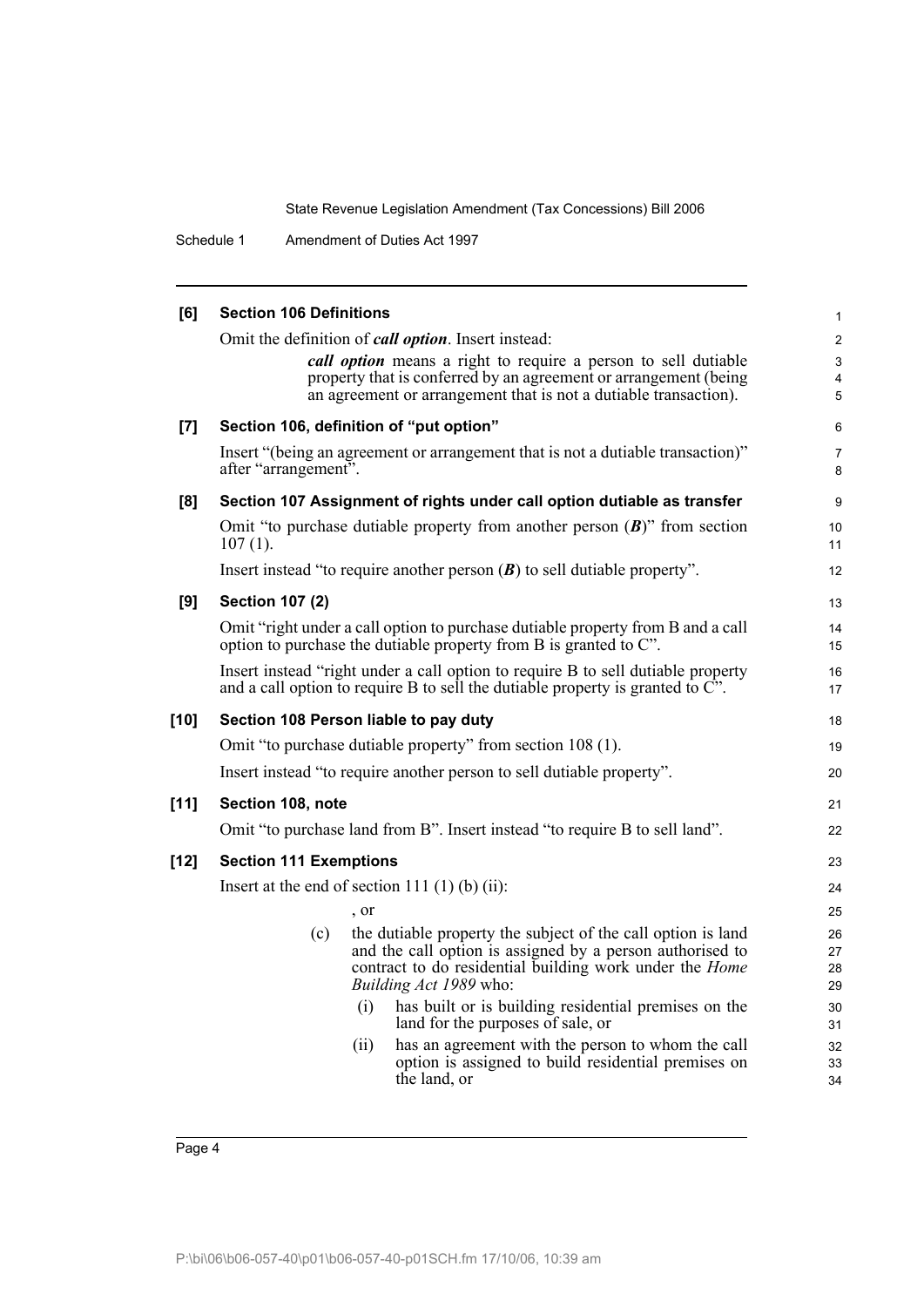**[6] Section 106 Definitions**

Omit the definition of ***call option***. Insert instead:

> ***call option*** means a right to require a person to sell dutiable property that is conferred by an agreement or arrangement (being an agreement or arrangement that is not a dutiable transaction).

**[7] Section 106, definition of "put option"**

Insert "(being an agreement or arrangement that is not a dutiable transaction)" after "arrangement".

**[8] Section 107 Assignment of rights under call option dutiable as transfer**

Omit "to purchase dutiable property from another person (***B***)" from section 107 (1).

Insert instead "to require another person (***B***) to sell dutiable property".

**[9] Section 107 (2)**

Omit "right under a call option to purchase dutiable property from B and a call option to purchase the dutiable property from B is granted to C".

Insert instead "right under a call option to require B to sell dutiable property and a call option to require B to sell the dutiable property is granted to C".

**[10] Section 108 Person liable to pay duty**

Omit "to purchase dutiable property" from section 108 (1).

Insert instead "to require another person to sell dutiable property".

**[11] Section 108, note**

Omit "to purchase land from B". Insert instead "to require B to sell land".

**[12] Section 111 Exemptions**

Insert at the end of section 111 (1) (b) (ii):

> , or
>
> (c) the dutiable property the subject of the call option is land and the call option is assigned by a person authorised to contract to do residential building work under the *Home Building Act 1989* who:
>
> (i) has built or is building residential premises on the land for the purposes of sale, or
>
> (ii) has an agreement with the person to whom the call option is assigned to build residential premises on the land, or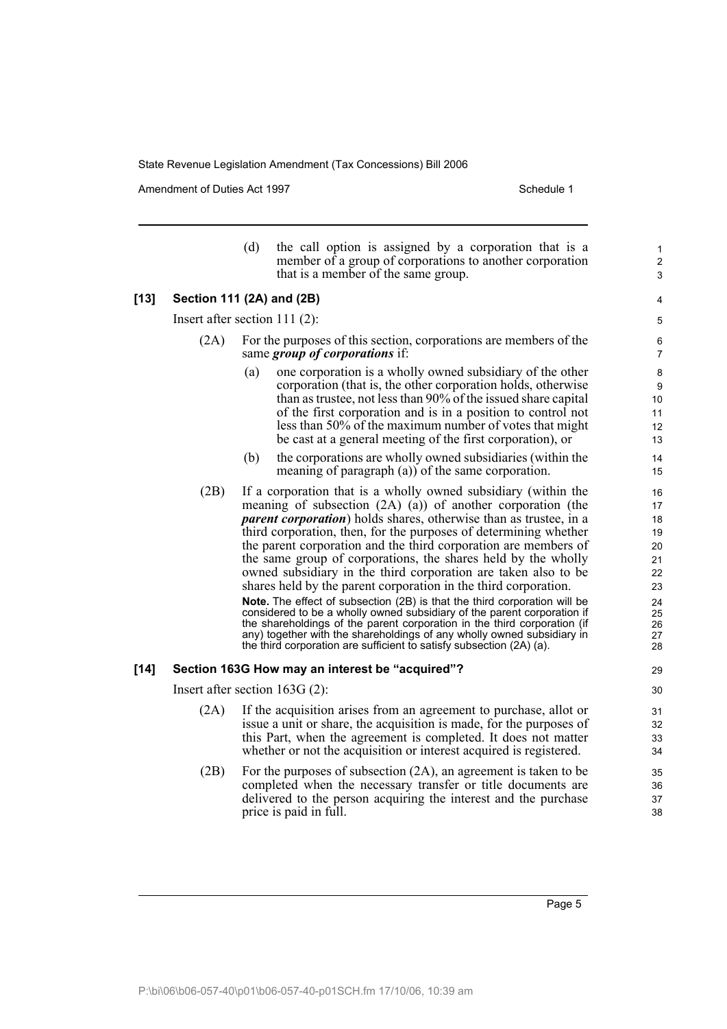(d) the call option is assigned by a corporation that is a member of a group of corporations to another corporation that is a member of the same group.

### [13] Section 111 (2A) and (2B)

Insert after section 111 (2):

(2A) For the purposes of this section, corporations are members of the same ***group of corporations*** if:

(a) one corporation is a wholly owned subsidiary of the other corporation (that is, the other corporation holds, otherwise than as trustee, not less than 90% of the issued share capital of the first corporation and is in a position to control not less than 50% of the maximum number of votes that might be cast at a general meeting of the first corporation), or

(b) the corporations are wholly owned subsidiaries (within the meaning of paragraph (a)) of the same corporation.

(2B) If a corporation that is a wholly owned subsidiary (within the meaning of subsection (2A) (a)) of another corporation (the ***parent corporation***) holds shares, otherwise than as trustee, in a third corporation, then, for the purposes of determining whether the parent corporation and the third corporation are members of the same group of corporations, the shares held by the wholly owned subsidiary in the third corporation are taken also to be shares held by the parent corporation in the third corporation.

**Note.** The effect of subsection (2B) is that the third corporation will be considered to be a wholly owned subsidiary of the parent corporation if the shareholdings of the parent corporation in the third corporation (if any) together with the shareholdings of any wholly owned subsidiary in the third corporation are sufficient to satisfy subsection (2A) (a).

### [14] Section 163G How may an interest be "acquired"?

Insert after section 163G (2):

(2A) If the acquisition arises from an agreement to purchase, allot or issue a unit or share, the acquisition is made, for the purposes of this Part, when the agreement is completed. It does not matter whether or not the acquisition or interest acquired is registered.

(2B) For the purposes of subsection (2A), an agreement is taken to be completed when the necessary transfer or title documents are delivered to the person acquiring the interest and the purchase price is paid in full.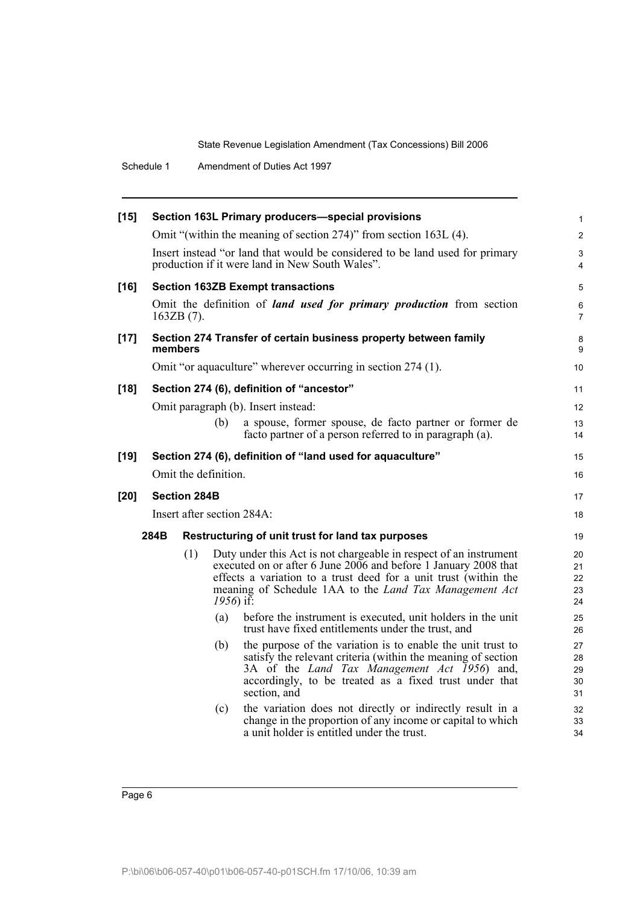**[15] Section 163L Primary producers—special provisions**

Omit "(within the meaning of section 274)" from section 163L (4).

Insert instead "or land that would be considered to be land used for primary production if it were land in New South Wales".

**[16] Section 163ZB Exempt transactions**

Omit the definition of ***land used for primary production*** from section 163ZB (7).

**[17] Section 274 Transfer of certain business property between family members**

Omit "or aquaculture" wherever occurring in section 274 (1).

**[18] Section 274 (6), definition of "ancestor"**

Omit paragraph (b). Insert instead:

(b) a spouse, former spouse, de facto partner or former de facto partner of a person referred to in paragraph (a).

**[19] Section 274 (6), definition of "land used for aquaculture"**

Omit the definition.

**[20] Section 284B**

Insert after section 284A:

**284B Restructuring of unit trust for land tax purposes**

(1) Duty under this Act is not chargeable in respect of an instrument executed on or after 6 June 2006 and before 1 January 2008 that effects a variation to a trust deed for a unit trust (within the meaning of Schedule 1AA to the *Land Tax Management Act 1956*) if:

(a) before the instrument is executed, unit holders in the unit trust have fixed entitlements under the trust, and

(b) the purpose of the variation is to enable the unit trust to satisfy the relevant criteria (within the meaning of section 3A of the *Land Tax Management Act 1956*) and, accordingly, to be treated as a fixed trust under that section, and

(c) the variation does not directly or indirectly result in a change in the proportion of any income or capital to which a unit holder is entitled under the trust.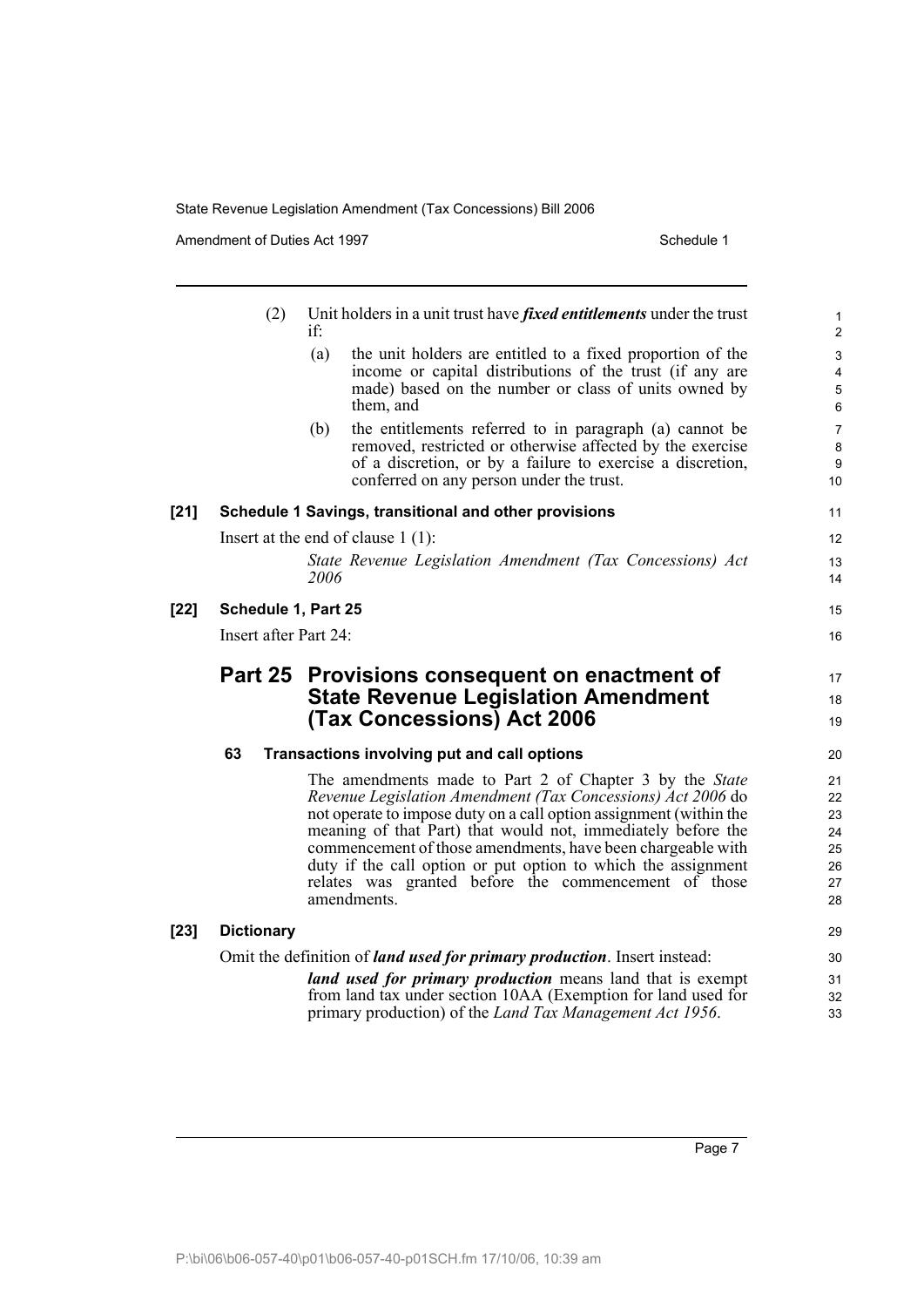(2) Unit holders in a unit trust have ***fixed entitlements*** under the trust if:

(a) the unit holders are entitled to a fixed proportion of the income or capital distributions of the trust (if any are made) based on the number or class of units owned by them, and

(b) the entitlements referred to in paragraph (a) cannot be removed, restricted or otherwise affected by the exercise of a discretion, or by a failure to exercise a discretion, conferred on any person under the trust.

**[21] Schedule 1 Savings, transitional and other provisions**

Insert at the end of clause 1 (1):

*State Revenue Legislation Amendment (Tax Concessions) Act 2006*

**[22] Schedule 1, Part 25**

Insert after Part 24:

## Part 25 Provisions consequent on enactment of State Revenue Legislation Amendment (Tax Concessions) Act 2006

### 63 Transactions involving put and call options

The amendments made to Part 2 of Chapter 3 by the *State Revenue Legislation Amendment (Tax Concessions) Act 2006* do not operate to impose duty on a call option assignment (within the meaning of that Part) that would not, immediately before the commencement of those amendments, have been chargeable with duty if the call option or put option to which the assignment relates was granted before the commencement of those amendments.

**[23] Dictionary**

Omit the definition of ***land used for primary production***. Insert instead:

***land used for primary production*** means land that is exempt from land tax under section 10AA (Exemption for land used for primary production) of the *Land Tax Management Act 1956*.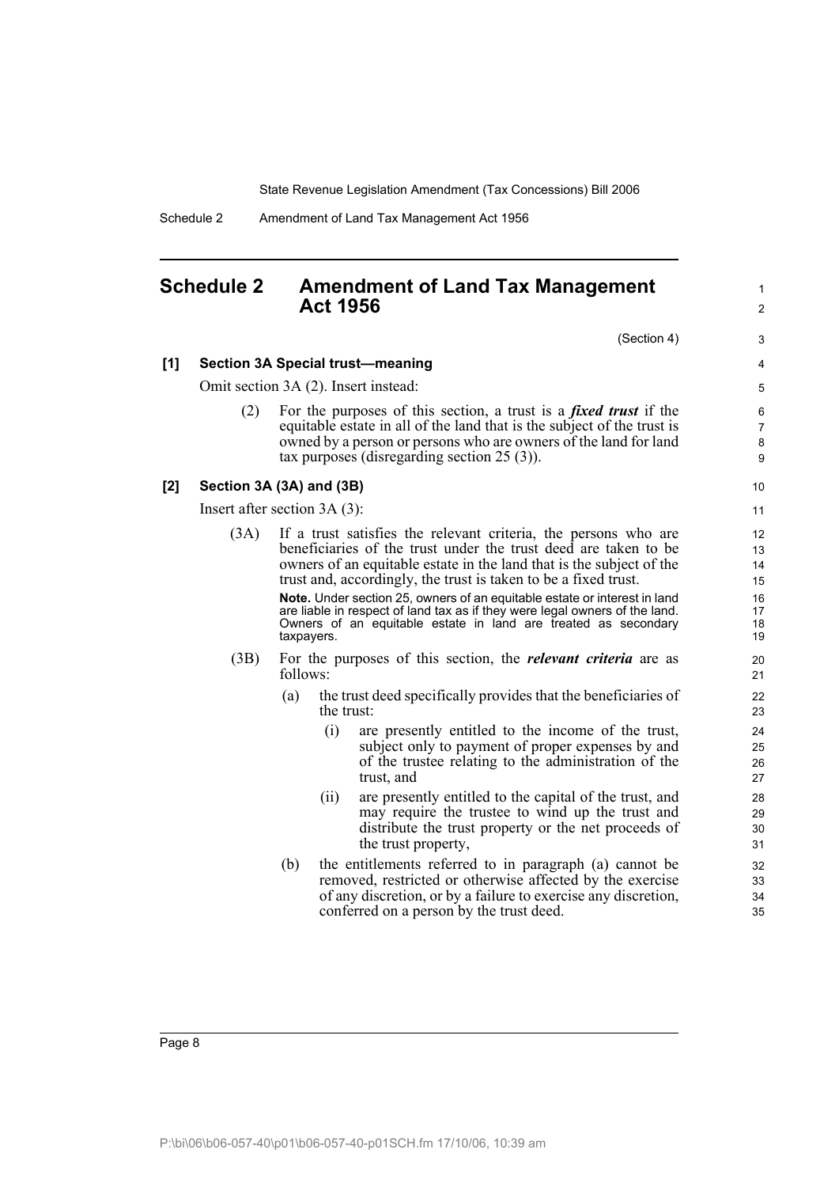# Schedule 2 Amendment of Land Tax Management Act 1956

(Section 4)

**[1] Section 3A Special trust—meaning**

Omit section 3A (2). Insert instead:

(2) For the purposes of this section, a trust is a ***fixed trust*** if the equitable estate in all of the land that is the subject of the trust is owned by a person or persons who are owners of the land for land tax purposes (disregarding section 25 (3)).

**[2] Section 3A (3A) and (3B)**

Insert after section 3A (3):

(3A) If a trust satisfies the relevant criteria, the persons who are beneficiaries of the trust under the trust deed are taken to be owners of an equitable estate in the land that is the subject of the trust and, accordingly, the trust is taken to be a fixed trust.

**Note.** Under section 25, owners of an equitable estate or interest in land are liable in respect of land tax as if they were legal owners of the land. Owners of an equitable estate in land are treated as secondary taxpayers.

(3B) For the purposes of this section, the ***relevant criteria*** are as follows:

(a) the trust deed specifically provides that the beneficiaries of the trust:

(i) are presently entitled to the income of the trust, subject only to payment of proper expenses by and of the trustee relating to the administration of the trust, and

(ii) are presently entitled to the capital of the trust, and may require the trustee to wind up the trust and distribute the trust property or the net proceeds of the trust property,

(b) the entitlements referred to in paragraph (a) cannot be removed, restricted or otherwise affected by the exercise of any discretion, or by a failure to exercise any discretion, conferred on a person by the trust deed.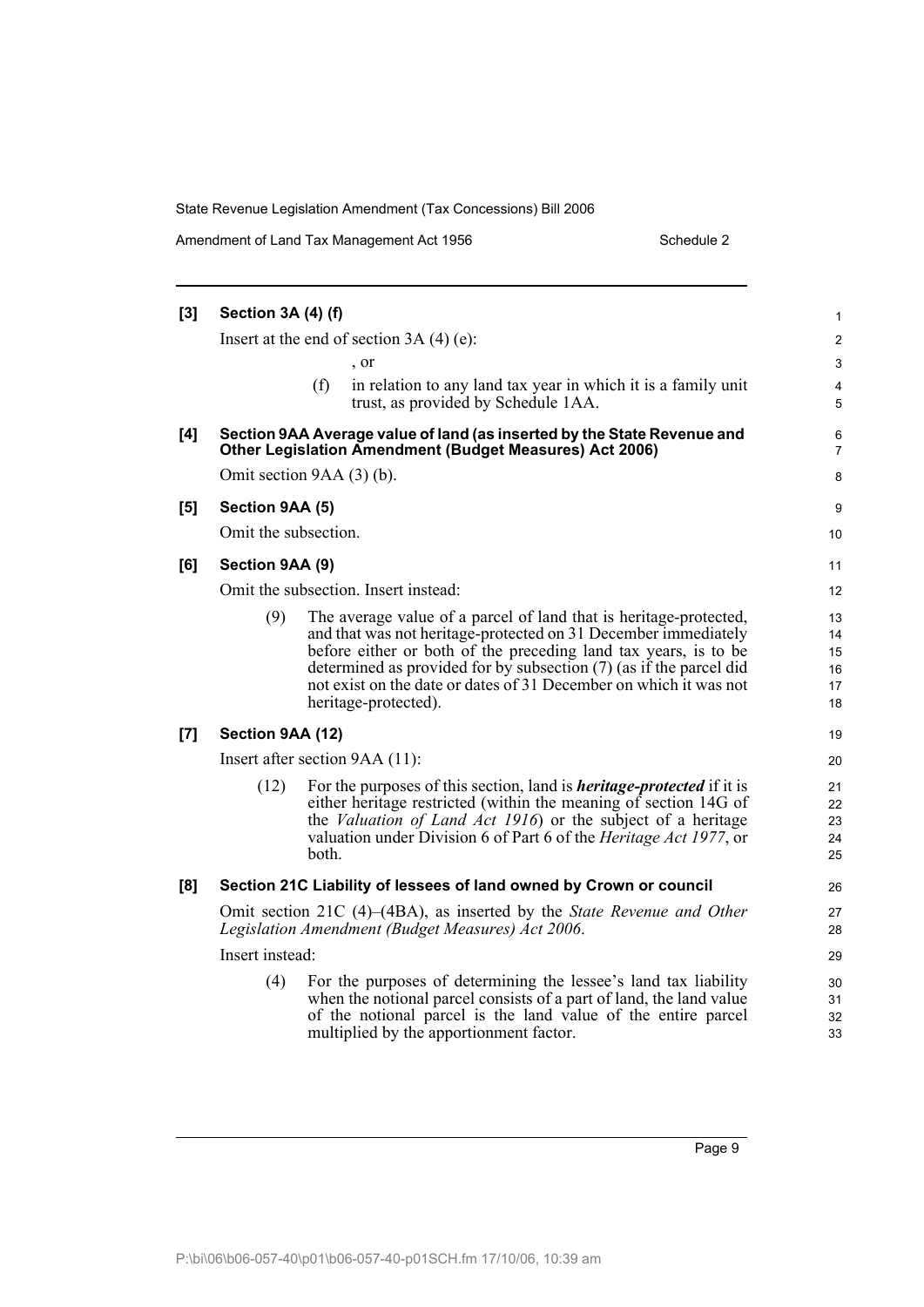**[3] Section 3A (4) (f)**

Insert at the end of section 3A (4) (e):

, or

(f) in relation to any land tax year in which it is a family unit trust, as provided by Schedule 1AA.

**[4] Section 9AA Average value of land (as inserted by the State Revenue and Other Legislation Amendment (Budget Measures) Act 2006)**

Omit section 9AA (3) (b).

**[5] Section 9AA (5)**

Omit the subsection.

**[6] Section 9AA (9)**

Omit the subsection. Insert instead:

(9) The average value of a parcel of land that is heritage-protected, and that was not heritage-protected on 31 December immediately before either or both of the preceding land tax years, is to be determined as provided for by subsection (7) (as if the parcel did not exist on the date or dates of 31 December on which it was not heritage-protected).

**[7] Section 9AA (12)**

Insert after section 9AA (11):

(12) For the purposes of this section, land is ***heritage-protected*** if it is either heritage restricted (within the meaning of section 14G of the *Valuation of Land Act 1916*) or the subject of a heritage valuation under Division 6 of Part 6 of the *Heritage Act 1977*, or both.

**[8] Section 21C Liability of lessees of land owned by Crown or council**

Omit section 21C (4)–(4BA), as inserted by the *State Revenue and Other Legislation Amendment (Budget Measures) Act 2006*.

Insert instead:

(4) For the purposes of determining the lessee's land tax liability when the notional parcel consists of a part of land, the land value of the notional parcel is the land value of the entire parcel multiplied by the apportionment factor.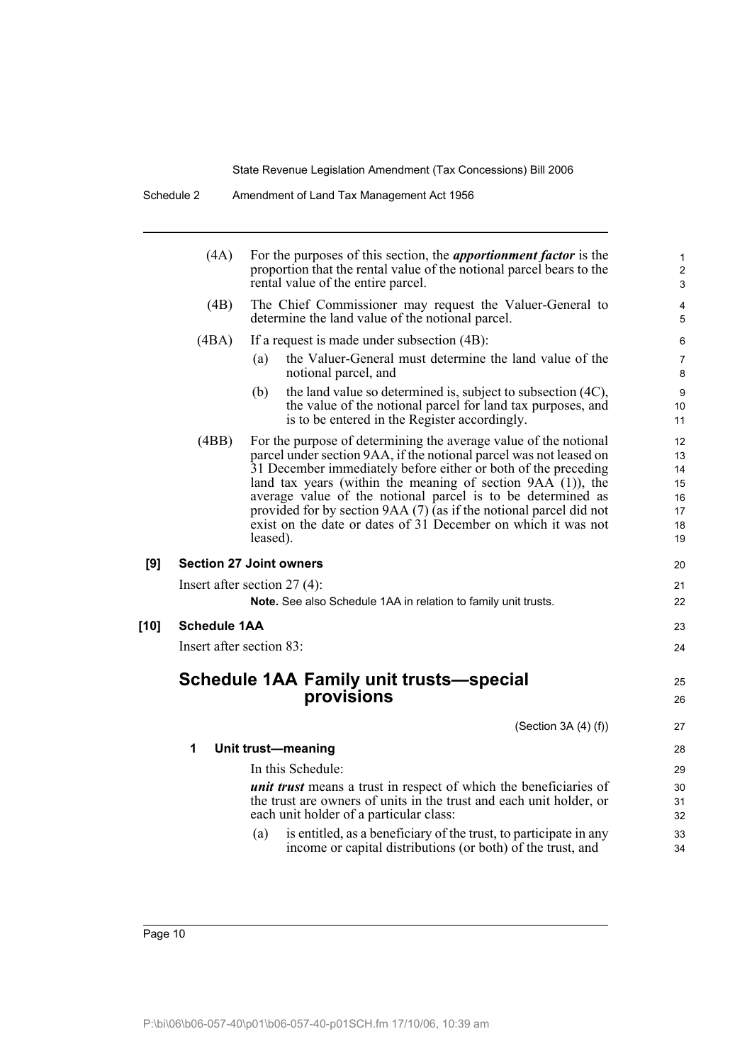(4A) For the purposes of this section, the ***apportionment factor*** is the proportion that the rental value of the notional parcel bears to the rental value of the entire parcel.

(4B) The Chief Commissioner may request the Valuer-General to determine the land value of the notional parcel.

(4BA) If a request is made under subsection (4B):

- (a) the Valuer-General must determine the land value of the notional parcel, and
- (b) the land value so determined is, subject to subsection (4C), the value of the notional parcel for land tax purposes, and is to be entered in the Register accordingly.

(4BB) For the purpose of determining the average value of the notional parcel under section 9AA, if the notional parcel was not leased on 31 December immediately before either or both of the preceding land tax years (within the meaning of section 9AA (1)), the average value of the notional parcel is to be determined as provided for by section 9AA (7) (as if the notional parcel did not exist on the date or dates of 31 December on which it was not leased).

**[9] Section 27 Joint owners**

Insert after section 27 (4):

**Note.** See also Schedule 1AA in relation to family unit trusts.

**[10] Schedule 1AA**

Insert after section 83:

## Schedule 1AA Family unit trusts—special provisions

(Section 3A (4) (f))

### 1 Unit trust—meaning

In this Schedule:

***unit trust*** means a trust in respect of which the beneficiaries of the trust are owners of units in the trust and each unit holder, or each unit holder of a particular class:

- (a) is entitled, as a beneficiary of the trust, to participate in any income or capital distributions (or both) of the trust, and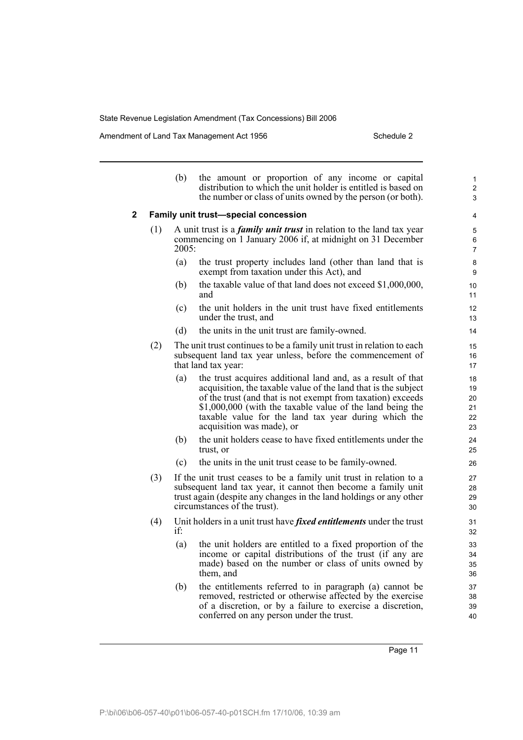(b) the amount or proportion of any income or capital distribution to which the unit holder is entitled is based on the number or class of units owned by the person (or both).

## 2 Family unit trust—special concession

(1) A unit trust is a ***family unit trust*** in relation to the land tax year commencing on 1 January 2006 if, at midnight on 31 December 2005:

(a) the trust property includes land (other than land that is exempt from taxation under this Act), and

(b) the taxable value of that land does not exceed $1,000,000, and

(c) the unit holders in the unit trust have fixed entitlements under the trust, and

(d) the units in the unit trust are family-owned.

(2) The unit trust continues to be a family unit trust in relation to each subsequent land tax year unless, before the commencement of that land tax year:

(a) the trust acquires additional land and, as a result of that acquisition, the taxable value of the land that is the subject of the trust (and that is not exempt from taxation) exceeds $1,000,000 (with the taxable value of the land being the taxable value for the land tax year during which the acquisition was made), or

(b) the unit holders cease to have fixed entitlements under the trust, or

(c) the units in the unit trust cease to be family-owned.

(3) If the unit trust ceases to be a family unit trust in relation to a subsequent land tax year, it cannot then become a family unit trust again (despite any changes in the land holdings or any other circumstances of the trust).

(4) Unit holders in a unit trust have ***fixed entitlements*** under the trust if:

(a) the unit holders are entitled to a fixed proportion of the income or capital distributions of the trust (if any are made) based on the number or class of units owned by them, and

(b) the entitlements referred to in paragraph (a) cannot be removed, restricted or otherwise affected by the exercise of a discretion, or by a failure to exercise a discretion, conferred on any person under the trust.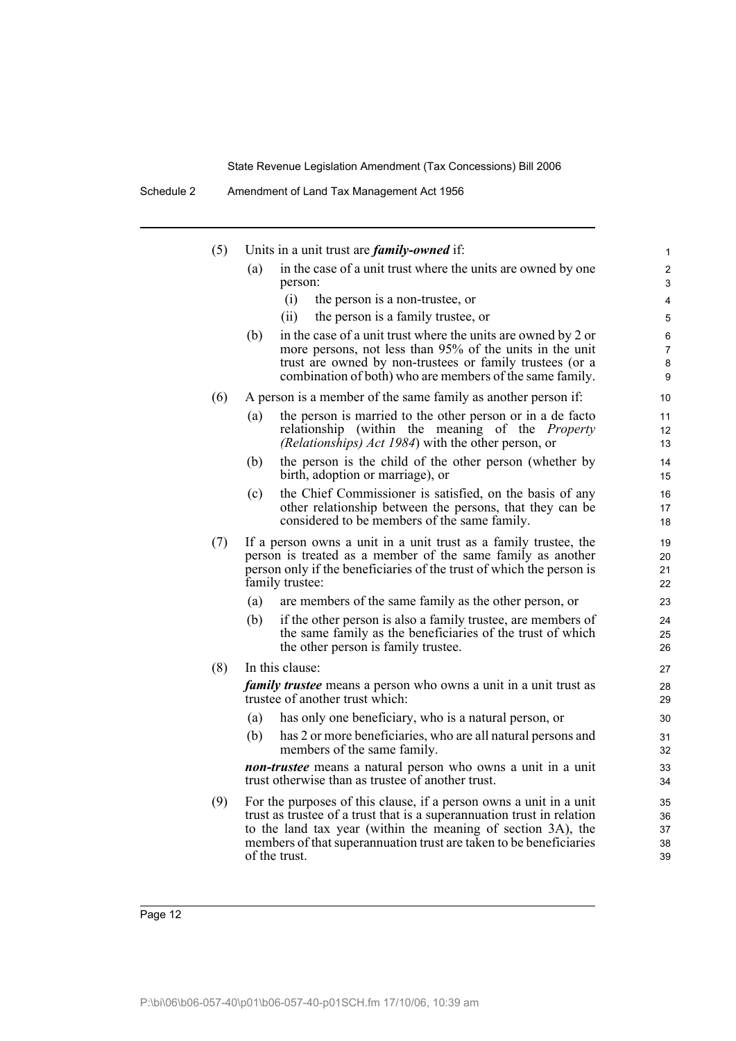(5) Units in a unit trust are ***family-owned*** if:

(a) in the case of a unit trust where the units are owned by one person:

(i) the person is a non-trustee, or

(ii) the person is a family trustee, or

(b) in the case of a unit trust where the units are owned by 2 or more persons, not less than 95% of the units in the unit trust are owned by non-trustees or family trustees (or a combination of both) who are members of the same family.

(6) A person is a member of the same family as another person if:

(a) the person is married to the other person or in a de facto relationship (within the meaning of the *Property (Relationships) Act 1984*) with the other person, or

(b) the person is the child of the other person (whether by birth, adoption or marriage), or

(c) the Chief Commissioner is satisfied, on the basis of any other relationship between the persons, that they can be considered to be members of the same family.

(7) If a person owns a unit in a unit trust as a family trustee, the person is treated as a member of the same family as another person only if the beneficiaries of the trust of which the person is family trustee:

(a) are members of the same family as the other person, or

(b) if the other person is also a family trustee, are members of the same family as the beneficiaries of the trust of which the other person is family trustee.

(8) In this clause:

***family trustee*** means a person who owns a unit in a unit trust as trustee of another trust which:

(a) has only one beneficiary, who is a natural person, or

(b) has 2 or more beneficiaries, who are all natural persons and members of the same family.

***non-trustee*** means a natural person who owns a unit in a unit trust otherwise than as trustee of another trust.

(9) For the purposes of this clause, if a person owns a unit in a unit trust as trustee of a trust that is a superannuation trust in relation to the land tax year (within the meaning of section 3A), the members of that superannuation trust are taken to be beneficiaries of the trust.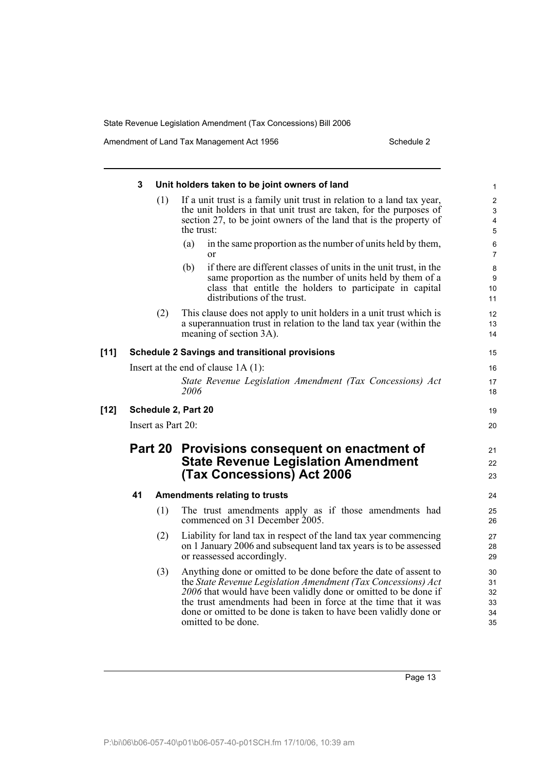### 3 Unit holders taken to be joint owners of land

(1) If a unit trust is a family unit trust in relation to a land tax year, the unit holders in that unit trust are taken, for the purposes of section 27, to be joint owners of the land that is the property of the trust:

(a) in the same proportion as the number of units held by them, or

(b) if there are different classes of units in the unit trust, in the same proportion as the number of units held by them of a class that entitle the holders to participate in capital distributions of the trust.

(2) This clause does not apply to unit holders in a unit trust which is a superannuation trust in relation to the land tax year (within the meaning of section 3A).

**[11] Schedule 2 Savings and transitional provisions**

Insert at the end of clause 1A (1):

*State Revenue Legislation Amendment (Tax Concessions) Act 2006*

**[12] Schedule 2, Part 20**

Insert as Part 20:

## Part 20 Provisions consequent on enactment of State Revenue Legislation Amendment (Tax Concessions) Act 2006

### 41 Amendments relating to trusts

(1) The trust amendments apply as if those amendments had commenced on 31 December 2005.

(2) Liability for land tax in respect of the land tax year commencing on 1 January 2006 and subsequent land tax years is to be assessed or reassessed accordingly.

(3) Anything done or omitted to be done before the date of assent to the *State Revenue Legislation Amendment (Tax Concessions) Act 2006* that would have been validly done or omitted to be done if the trust amendments had been in force at the time that it was done or omitted to be done is taken to have been validly done or omitted to be done.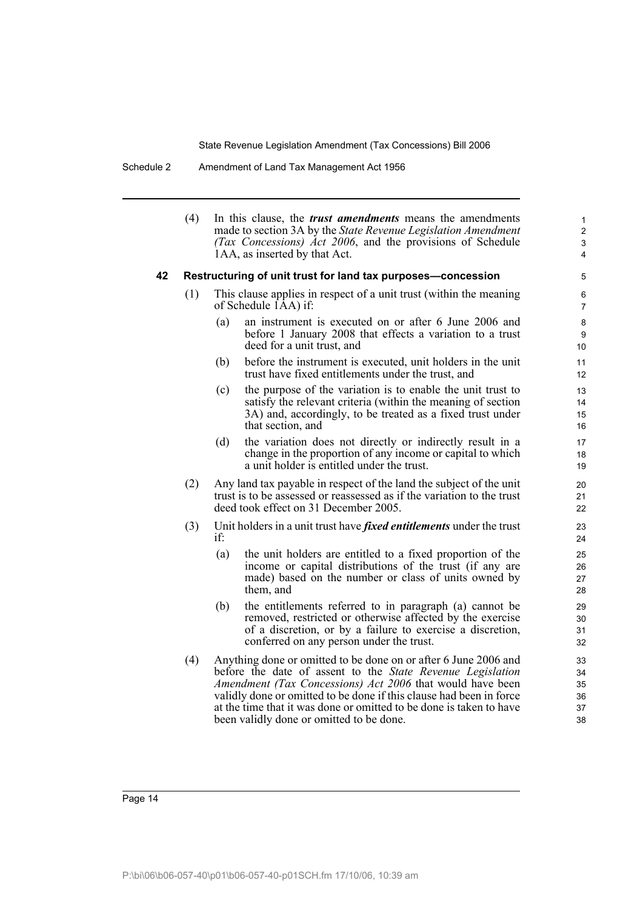(4) In this clause, the ***trust amendments*** means the amendments made to section 3A by the *State Revenue Legislation Amendment (Tax Concessions) Act 2006*, and the provisions of Schedule 1AA, as inserted by that Act.

**42 Restructuring of unit trust for land tax purposes—concession**

(1) This clause applies in respect of a unit trust (within the meaning of Schedule 1AA) if:

(a) an instrument is executed on or after 6 June 2006 and before 1 January 2008 that effects a variation to a trust deed for a unit trust, and

(b) before the instrument is executed, unit holders in the unit trust have fixed entitlements under the trust, and

(c) the purpose of the variation is to enable the unit trust to satisfy the relevant criteria (within the meaning of section 3A) and, accordingly, to be treated as a fixed trust under that section, and

(d) the variation does not directly or indirectly result in a change in the proportion of any income or capital to which a unit holder is entitled under the trust.

(2) Any land tax payable in respect of the land the subject of the unit trust is to be assessed or reassessed as if the variation to the trust deed took effect on 31 December 2005.

(3) Unit holders in a unit trust have ***fixed entitlements*** under the trust if:

(a) the unit holders are entitled to a fixed proportion of the income or capital distributions of the trust (if any are made) based on the number or class of units owned by them, and

(b) the entitlements referred to in paragraph (a) cannot be removed, restricted or otherwise affected by the exercise of a discretion, or by a failure to exercise a discretion, conferred on any person under the trust.

(4) Anything done or omitted to be done on or after 6 June 2006 and before the date of assent to the *State Revenue Legislation Amendment (Tax Concessions) Act 2006* that would have been validly done or omitted to be done if this clause had been in force at the time that it was done or omitted to be done is taken to have been validly done or omitted to be done.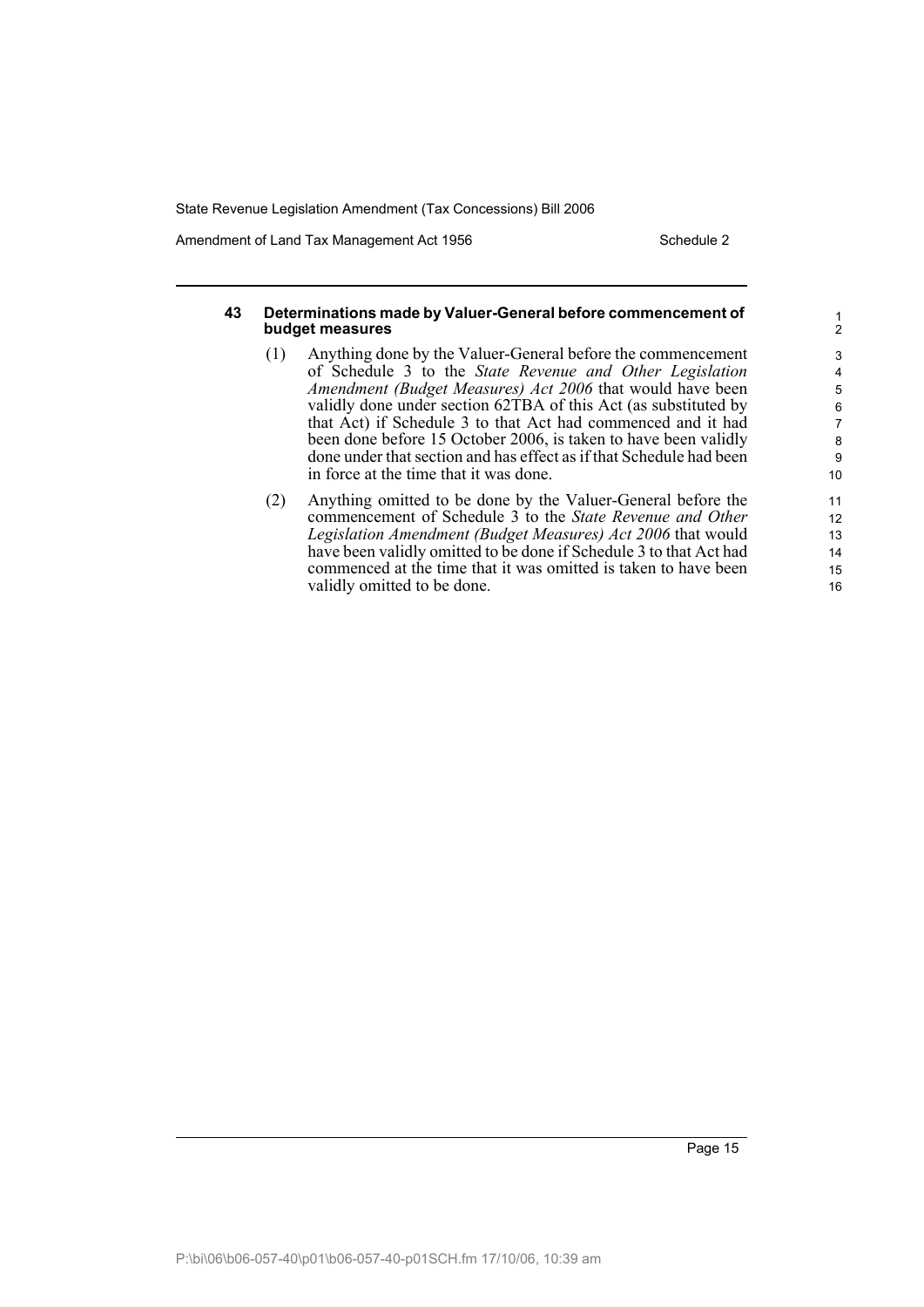#### 43 Determinations made by Valuer-General before commencement of budget measures

(1) Anything done by the Valuer-General before the commencement of Schedule 3 to the *State Revenue and Other Legislation Amendment (Budget Measures) Act 2006* that would have been validly done under section 62TBA of this Act (as substituted by that Act) if Schedule 3 to that Act had commenced and it had been done before 15 October 2006, is taken to have been validly done under that section and has effect as if that Schedule had been in force at the time that it was done.

(2) Anything omitted to be done by the Valuer-General before the commencement of Schedule 3 to the *State Revenue and Other Legislation Amendment (Budget Measures) Act 2006* that would have been validly omitted to be done if Schedule 3 to that Act had commenced at the time that it was omitted is taken to have been validly omitted to be done.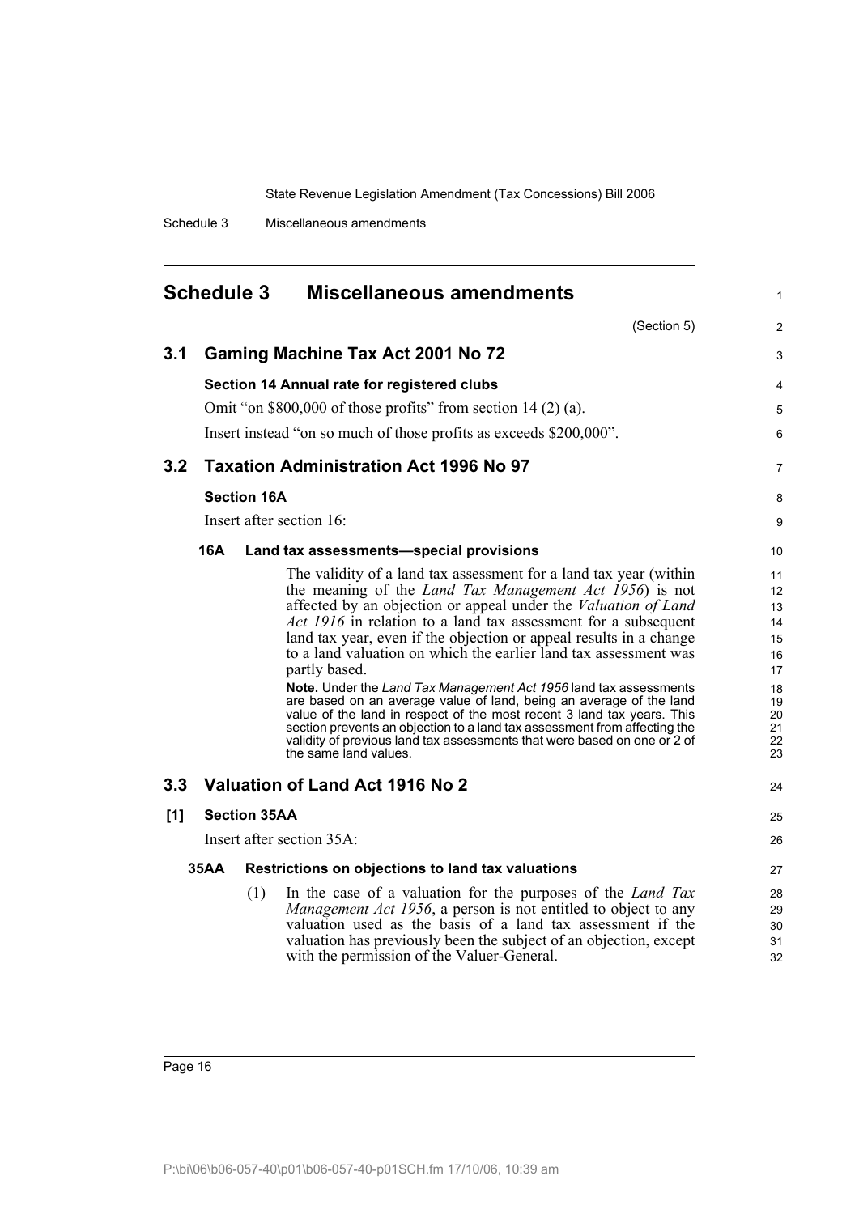# Schedule 3 Miscellaneous amendments

(Section 5)

## 3.1 Gaming Machine Tax Act 2001 No 72

### Section 14 Annual rate for registered clubs

Omit "on $800,000 of those profits" from section 14 (2) (a).

Insert instead "on so much of those profits as exceeds $200,000".

## 3.2 Taxation Administration Act 1996 No 97

### Section 16A

Insert after section 16:

#### 16A Land tax assessments—special provisions

The validity of a land tax assessment for a land tax year (within the meaning of the *Land Tax Management Act 1956*) is not affected by an objection or appeal under the *Valuation of Land Act 1916* in relation to a land tax assessment for a subsequent land tax year, even if the objection or appeal results in a change to a land valuation on which the earlier land tax assessment was partly based.

**Note.** Under the *Land Tax Management Act 1956* land tax assessments are based on an average value of land, being an average of the land value of the land in respect of the most recent 3 land tax years. This section prevents an objection to a land tax assessment from affecting the validity of previous land tax assessments that were based on one or 2 of the same land values.

## 3.3 Valuation of Land Act 1916 No 2

### [1] Section 35AA

Insert after section 35A:

#### 35AA Restrictions on objections to land tax valuations

(1) In the case of a valuation for the purposes of the *Land Tax Management Act 1956*, a person is not entitled to object to any valuation used as the basis of a land tax assessment if the valuation has previously been the subject of an objection, except with the permission of the Valuer-General.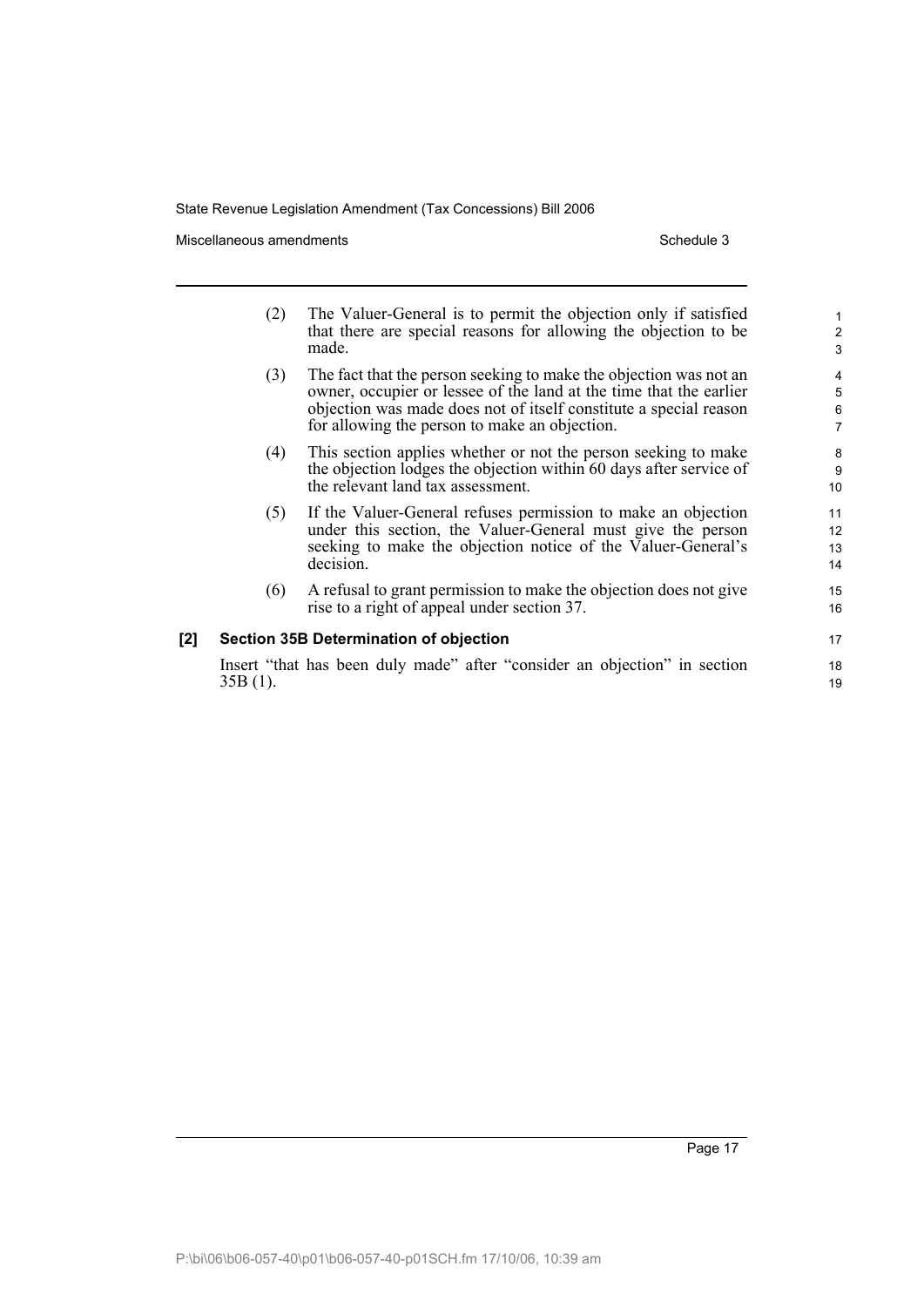(2) The Valuer-General is to permit the objection only if satisfied that there are special reasons for allowing the objection to be made.

(3) The fact that the person seeking to make the objection was not an owner, occupier or lessee of the land at the time that the earlier objection was made does not of itself constitute a special reason for allowing the person to make an objection.

(4) This section applies whether or not the person seeking to make the objection lodges the objection within 60 days after service of the relevant land tax assessment.

(5) If the Valuer-General refuses permission to make an objection under this section, the Valuer-General must give the person seeking to make the objection notice of the Valuer-General's decision.

(6) A refusal to grant permission to make the objection does not give rise to a right of appeal under section 37.

**[2] Section 35B Determination of objection**

Insert "that has been duly made" after "consider an objection" in section 35B (1).